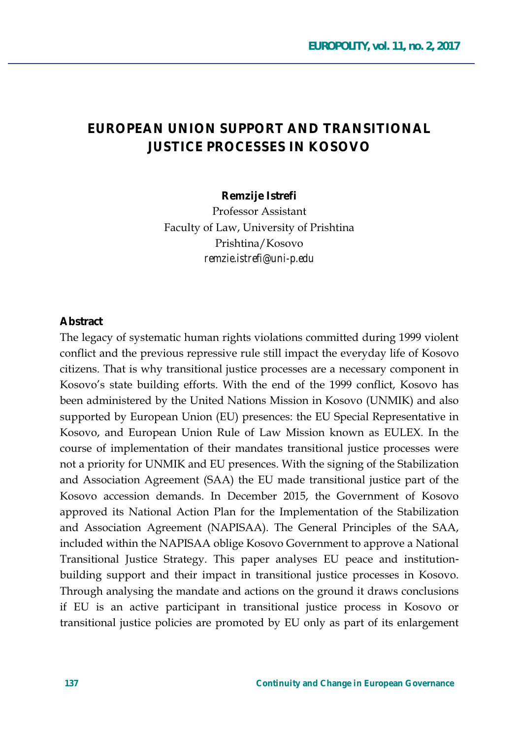# EUROPEAN UNION SUPPORT AND TRANSITIONAL JUSTICE PROCESSES IN KOSOVO

**Remzije Istrefi**

Professor Assistant
Faculty of Law, University of Prishtina
Prishtina/Kosovo
*remzie.istrefi@uni-p.edu*

**Abstract**

The legacy of systematic human rights violations committed during 1999 violent conflict and the previous repressive rule still impact the everyday life of Kosovo citizens. That is why transitional justice processes are a necessary component in Kosovo's state building efforts. With the end of the 1999 conflict, Kosovo has been administered by the United Nations Mission in Kosovo (UNMIK) and also supported by European Union (EU) presences: the EU Special Representative in Kosovo, and European Union Rule of Law Mission known as EULEX. In the course of implementation of their mandates transitional justice processes were not a priority for UNMIK and EU presences. With the signing of the Stabilization and Association Agreement (SAA) the EU made transitional justice part of the Kosovo accession demands. In December 2015, the Government of Kosovo approved its National Action Plan for the Implementation of the Stabilization and Association Agreement (NAPISAA). The General Principles of the SAA, included within the NAPISAA oblige Kosovo Government to approve a National Transitional Justice Strategy. This paper analyses EU peace and institution-building support and their impact in transitional justice processes in Kosovo. Through analysing the mandate and actions on the ground it draws conclusions if EU is an active participant in transitional justice process in Kosovo or transitional justice policies are promoted by EU only as part of its enlargement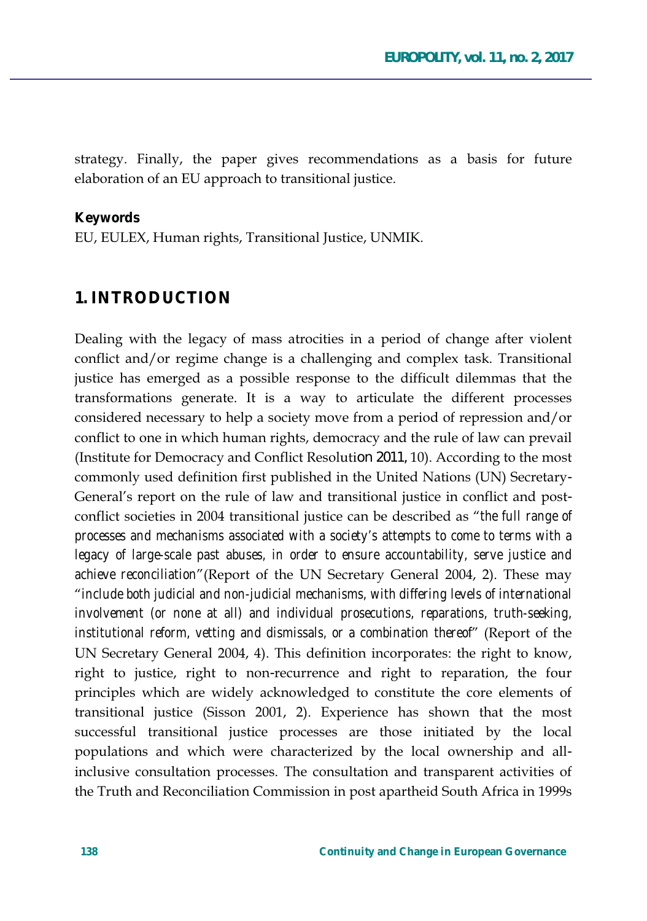strategy. Finally, the paper gives recommendations as a basis for future elaboration of an EU approach to transitional justice.

**Keywords**

EU, EULEX, Human rights, Transitional Justice, UNMIK.

## 1. INTRODUCTION

Dealing with the legacy of mass atrocities in a period of change after violent conflict and/or regime change is a challenging and complex task. Transitional justice has emerged as a possible response to the difficult dilemmas that the transformations generate. It is a way to articulate the different processes considered necessary to help a society move from a period of repression and/or conflict to one in which human rights, democracy and the rule of law can prevail (Institute for Democracy and Conflict Resolution 2011, 10). According to the most commonly used definition first published in the United Nations (UN) Secretary-General's report on the rule of law and transitional justice in conflict and post-conflict societies in 2004 transitional justice can be described as "*the full range of processes and mechanisms associated with a society's attempts to come to terms with a legacy of large-scale past abuses, in order to ensure accountability, serve justice and achieve reconciliation*"(Report of the UN Secretary General 2004, 2). These may "*include both judicial and non-judicial mechanisms, with differing levels of international involvement (or none at all) and individual prosecutions, reparations, truth-seeking, institutional reform, vetting and dismissals, or a combination thereof*" (Report of the UN Secretary General 2004, 4). This definition incorporates: the right to know, right to justice, right to non-recurrence and right to reparation, the four principles which are widely acknowledged to constitute the core elements of transitional justice (Sisson 2001, 2). Experience has shown that the most successful transitional justice processes are those initiated by the local populations and which were characterized by the local ownership and all-inclusive consultation processes. The consultation and transparent activities of the Truth and Reconciliation Commission in post apartheid South Africa in 1999s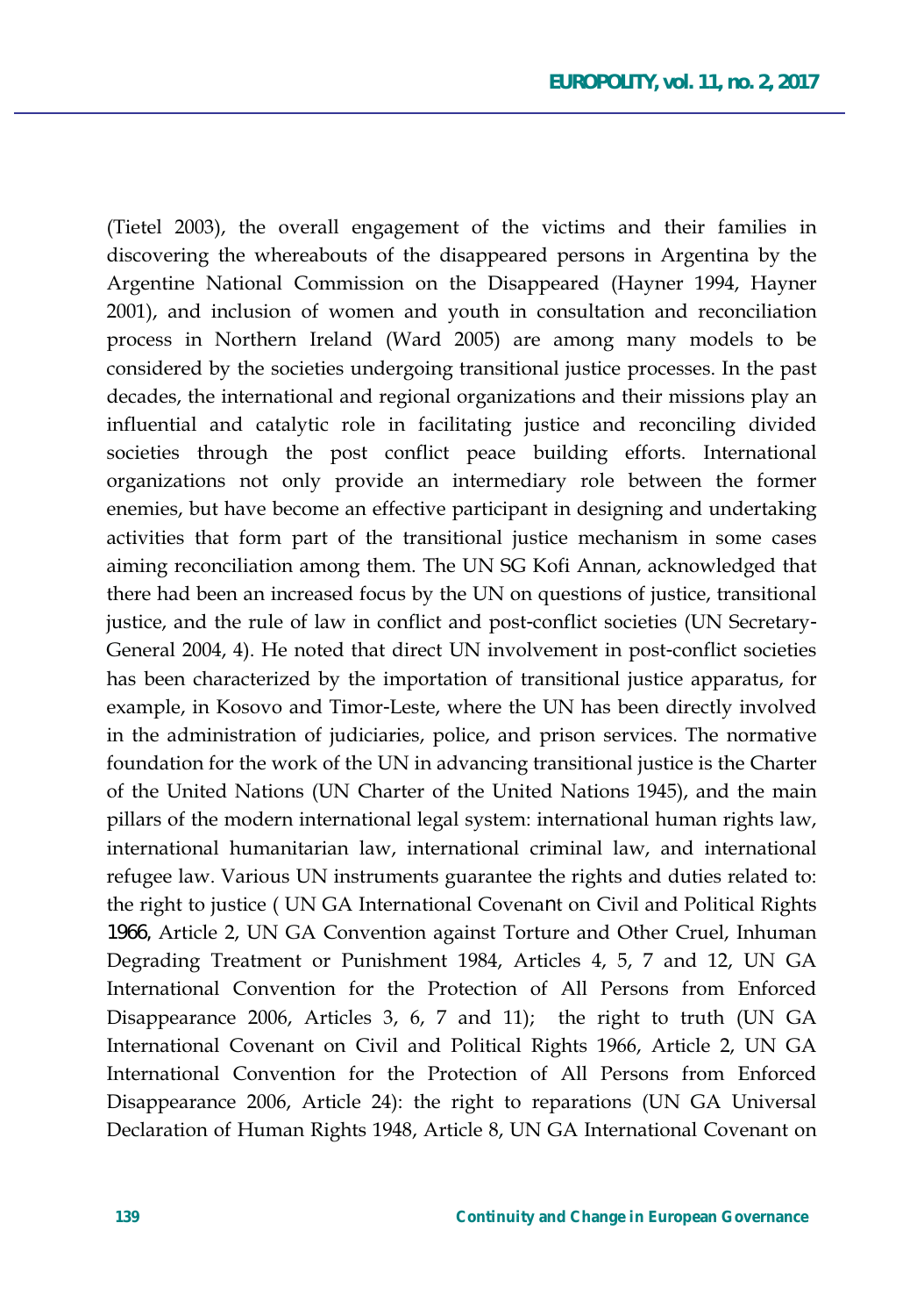(Tietel 2003), the overall engagement of the victims and their families in discovering the whereabouts of the disappeared persons in Argentina by the Argentine National Commission on the Disappeared (Hayner 1994, Hayner 2001), and inclusion of women and youth in consultation and reconciliation process in Northern Ireland (Ward 2005) are among many models to be considered by the societies undergoing transitional justice processes. In the past decades, the international and regional organizations and their missions play an influential and catalytic role in facilitating justice and reconciling divided societies through the post conflict peace building efforts. International organizations not only provide an intermediary role between the former enemies, but have become an effective participant in designing and undertaking activities that form part of the transitional justice mechanism in some cases aiming reconciliation among them. The UN SG Kofi Annan, acknowledged that there had been an increased focus by the UN on questions of justice, transitional justice, and the rule of law in conflict and post-conflict societies (UN Secretary-General 2004, 4). He noted that direct UN involvement in post-conflict societies has been characterized by the importation of transitional justice apparatus, for example, in Kosovo and Timor-Leste, where the UN has been directly involved in the administration of judiciaries, police, and prison services. The normative foundation for the work of the UN in advancing transitional justice is the Charter of the United Nations (UN Charter of the United Nations 1945), and the main pillars of the modern international legal system: international human rights law, international humanitarian law, international criminal law, and international refugee law. Various UN instruments guarantee the rights and duties related to: the right to justice ( UN GA International Covenant on Civil and Political Rights 1966, Article 2, UN GA Convention against Torture and Other Cruel, Inhuman Degrading Treatment or Punishment 1984, Articles 4, 5, 7 and 12, UN GA International Convention for the Protection of All Persons from Enforced Disappearance 2006, Articles 3, 6, 7 and 11); the right to truth (UN GA International Covenant on Civil and Political Rights 1966, Article 2, UN GA International Convention for the Protection of All Persons from Enforced Disappearance 2006, Article 24): the right to reparations (UN GA Universal Declaration of Human Rights 1948, Article 8, UN GA International Covenant on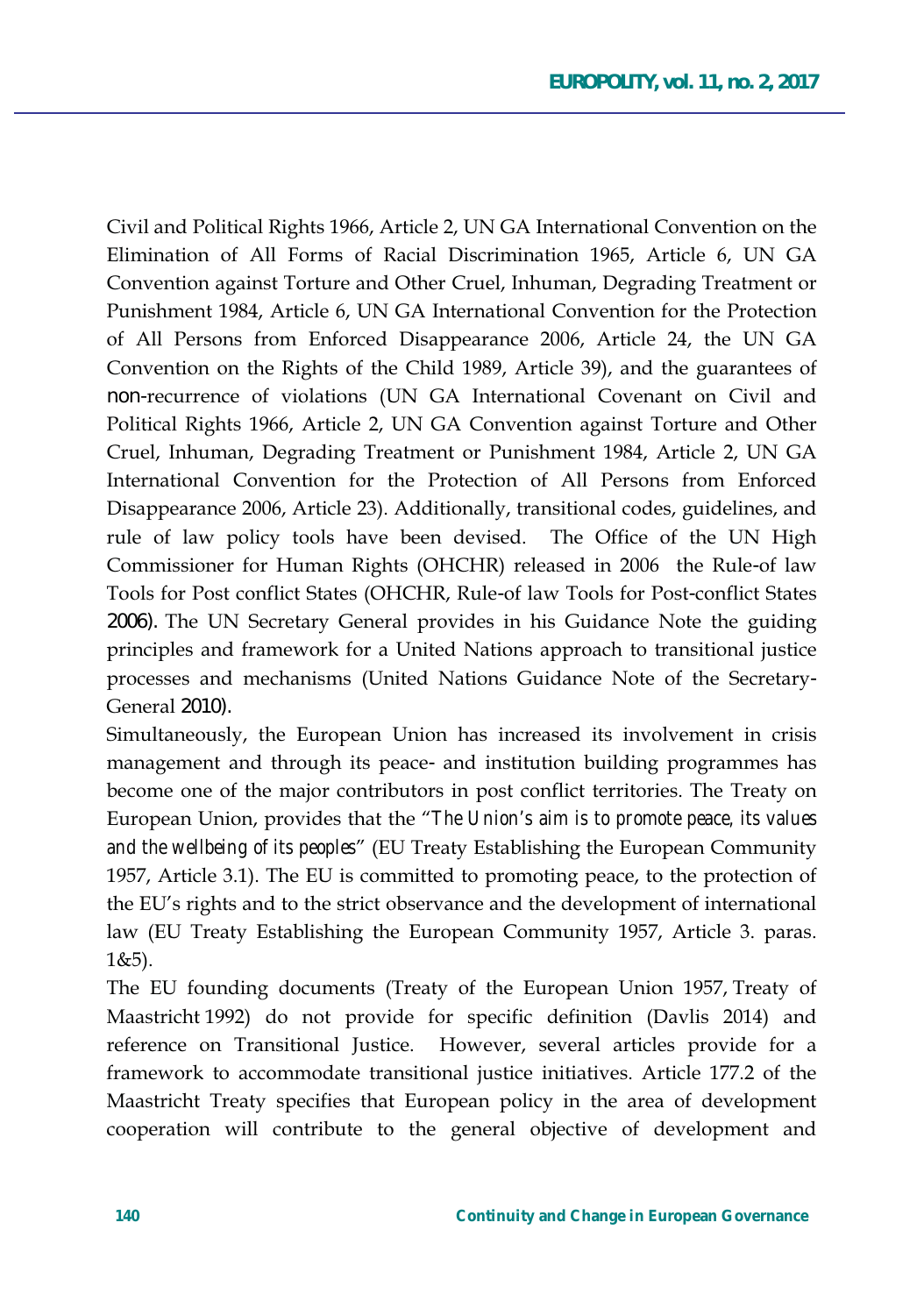Civil and Political Rights 1966, Article 2, UN GA International Convention on the Elimination of All Forms of Racial Discrimination 1965, Article 6, UN GA Convention against Torture and Other Cruel, Inhuman, Degrading Treatment or Punishment 1984, Article 6, UN GA International Convention for the Protection of All Persons from Enforced Disappearance 2006, Article 24, the UN GA Convention on the Rights of the Child 1989, Article 39), and the guarantees of non-recurrence of violations (UN GA International Covenant on Civil and Political Rights 1966, Article 2, UN GA Convention against Torture and Other Cruel, Inhuman, Degrading Treatment or Punishment 1984, Article 2, UN GA International Convention for the Protection of All Persons from Enforced Disappearance 2006, Article 23). Additionally, transitional codes, guidelines, and rule of law policy tools have been devised. The Office of the UN High Commissioner for Human Rights (OHCHR) released in 2006 the Rule-of law Tools for Post conflict States (OHCHR, Rule-of law Tools for Post-conflict States 2006). The UN Secretary General provides in his Guidance Note the guiding principles and framework for a United Nations approach to transitional justice processes and mechanisms (United Nations Guidance Note of the Secretary-General 2010).

Simultaneously, the European Union has increased its involvement in crisis management and through its peace- and institution building programmes has become one of the major contributors in post conflict territories. The Treaty on European Union, provides that the "*The Union's aim is to promote peace, its values and the wellbeing of its peoples*" (EU Treaty Establishing the European Community 1957, Article 3.1). The EU is committed to promoting peace, to the protection of the EU's rights and to the strict observance and the development of international law (EU Treaty Establishing the European Community 1957, Article 3. paras. 1&5).

The EU founding documents (Treaty of the European Union 1957, Treaty of Maastricht 1992) do not provide for specific definition (Davlis 2014) and reference on Transitional Justice. However, several articles provide for a framework to accommodate transitional justice initiatives. Article 177.2 of the Maastricht Treaty specifies that European policy in the area of development cooperation will contribute to the general objective of development and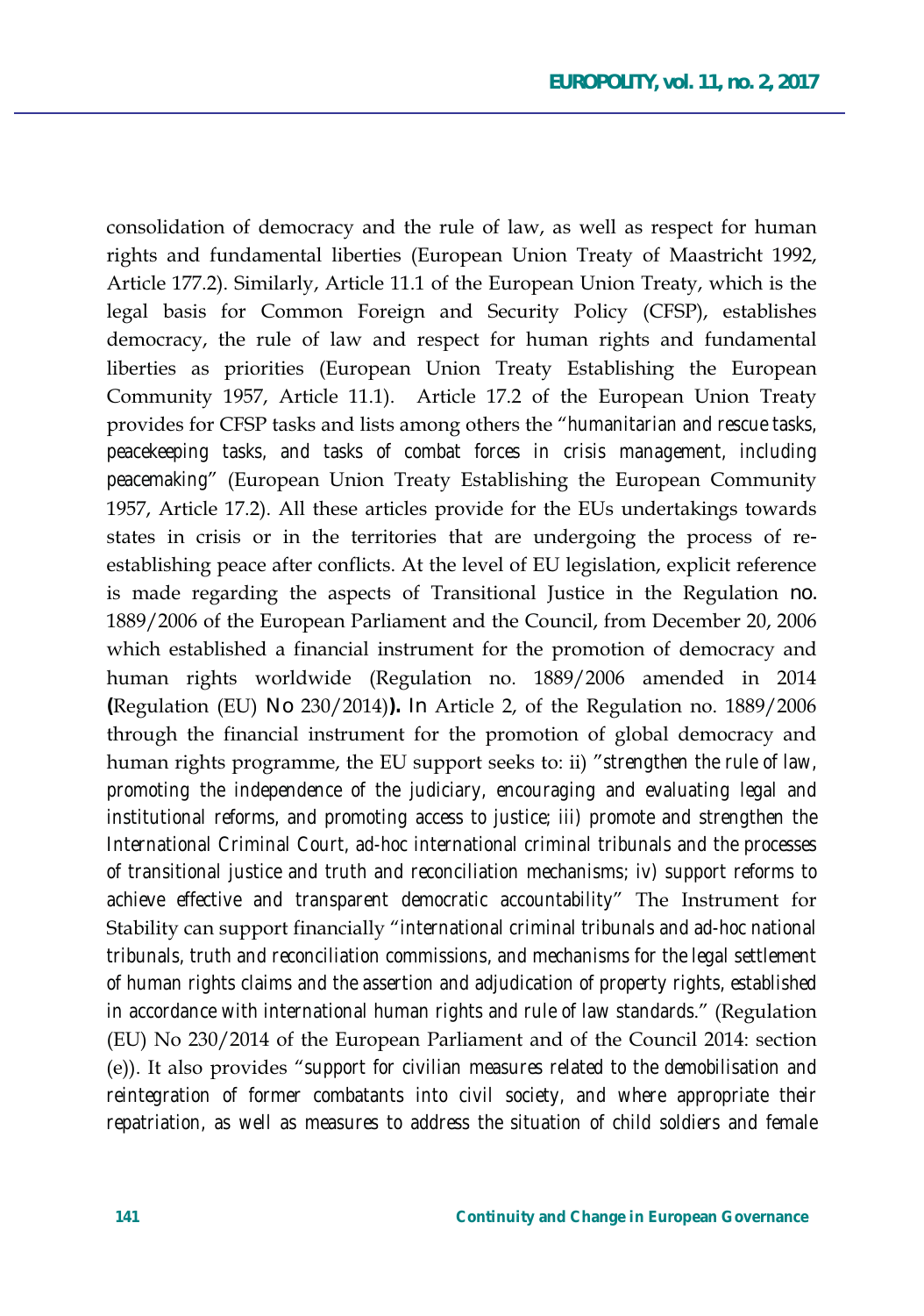consolidation of democracy and the rule of law, as well as respect for human rights and fundamental liberties (European Union Treaty of Maastricht 1992, Article 177.2). Similarly, Article 11.1 of the European Union Treaty, which is the legal basis for Common Foreign and Security Policy (CFSP), establishes democracy, the rule of law and respect for human rights and fundamental liberties as priorities (European Union Treaty Establishing the European Community 1957, Article 11.1). Article 17.2 of the European Union Treaty provides for CFSP tasks and lists among others the "*humanitarian and rescue tasks, peacekeeping tasks, and tasks of combat forces in crisis management, including peacemaking*" (European Union Treaty Establishing the European Community 1957, Article 17.2). All these articles provide for the EUs undertakings towards states in crisis or in the territories that are undergoing the process of re-establishing peace after conflicts. At the level of EU legislation, explicit reference is made regarding the aspects of Transitional Justice in the Regulation no. 1889/2006 of the European Parliament and the Council, from December 20, 2006 which established a financial instrument for the promotion of democracy and human rights worldwide (Regulation no. 1889/2006 amended in 2014 **(**Regulation (EU) No 230/2014)**).** In Article 2, of the Regulation no. 1889/2006 through the financial instrument for the promotion of global democracy and human rights programme, the EU support seeks to: ii) "*strengthen the rule of law, promoting the independence of the judiciary, encouraging and evaluating legal and institutional reforms, and promoting access to justice; iii) promote and strengthen the International Criminal Court, ad-hoc international criminal tribunals and the processes of transitional justice and truth and reconciliation mechanisms; iv) support reforms to achieve effective and transparent democratic accountability*" The Instrument for Stability can support financially "*international criminal tribunals and ad-hoc national tribunals, truth and reconciliation commissions, and mechanisms for the legal settlement of human rights claims and the assertion and adjudication of property rights, established in accordance with international human rights and rule of law standards.*" (Regulation (EU) No 230/2014 of the European Parliament and of the Council 2014: section (e)). It also provides "*support for civilian measures related to the demobilisation and reintegration of former combatants into civil society, and where appropriate their repatriation, as well as measures to address the situation of child soldiers and female*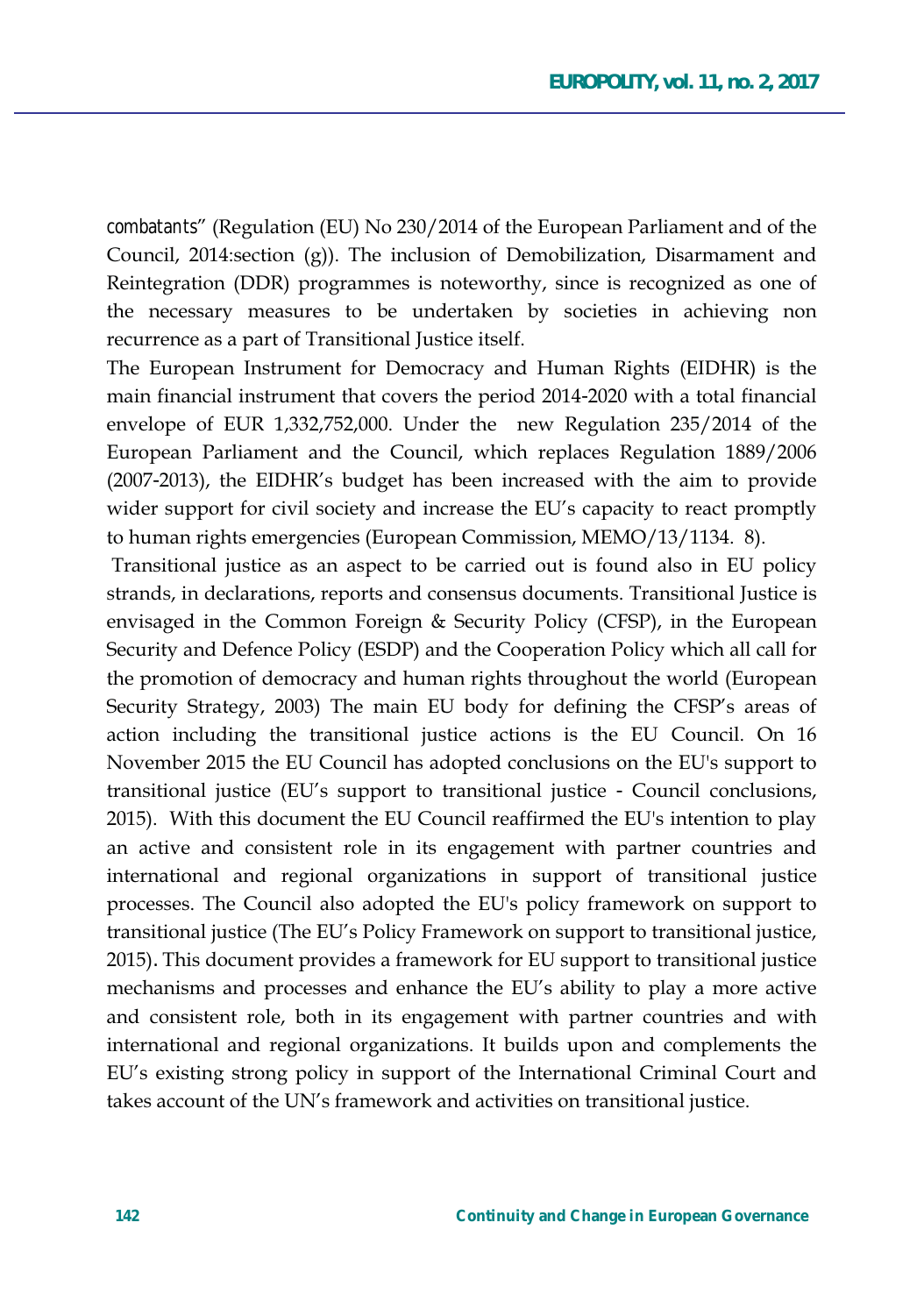combatants" (Regulation (EU) No 230/2014 of the European Parliament and of the Council, 2014:section (g)). The inclusion of Demobilization, Disarmament and Reintegration (DDR) programmes is noteworthy, since is recognized as one of the necessary measures to be undertaken by societies in achieving non recurrence as a part of Transitional Justice itself.

The European Instrument for Democracy and Human Rights (EIDHR) is the main financial instrument that covers the period 2014-2020 with a total financial envelope of EUR 1,332,752,000. Under the new Regulation 235/2014 of the European Parliament and the Council, which replaces Regulation 1889/2006 (2007-2013), the EIDHR's budget has been increased with the aim to provide wider support for civil society and increase the EU's capacity to react promptly to human rights emergencies (European Commission, MEMO/13/1134. 8).

Transitional justice as an aspect to be carried out is found also in EU policy strands, in declarations, reports and consensus documents. Transitional Justice is envisaged in the Common Foreign & Security Policy (CFSP), in the European Security and Defence Policy (ESDP) and the Cooperation Policy which all call for the promotion of democracy and human rights throughout the world (European Security Strategy, 2003) The main EU body for defining the CFSP's areas of action including the transitional justice actions is the EU Council. On 16 November 2015 the EU Council has adopted conclusions on the EU's support to transitional justice (EU's support to transitional justice - Council conclusions, 2015). With this document the EU Council reaffirmed the EU's intention to play an active and consistent role in its engagement with partner countries and international and regional organizations in support of transitional justice processes. The Council also adopted the EU's policy framework on support to transitional justice (The EU's Policy Framework on support to transitional justice, 2015). This document provides a framework for EU support to transitional justice mechanisms and processes and enhance the EU's ability to play a more active and consistent role, both in its engagement with partner countries and with international and regional organizations. It builds upon and complements the EU's existing strong policy in support of the International Criminal Court and takes account of the UN's framework and activities on transitional justice.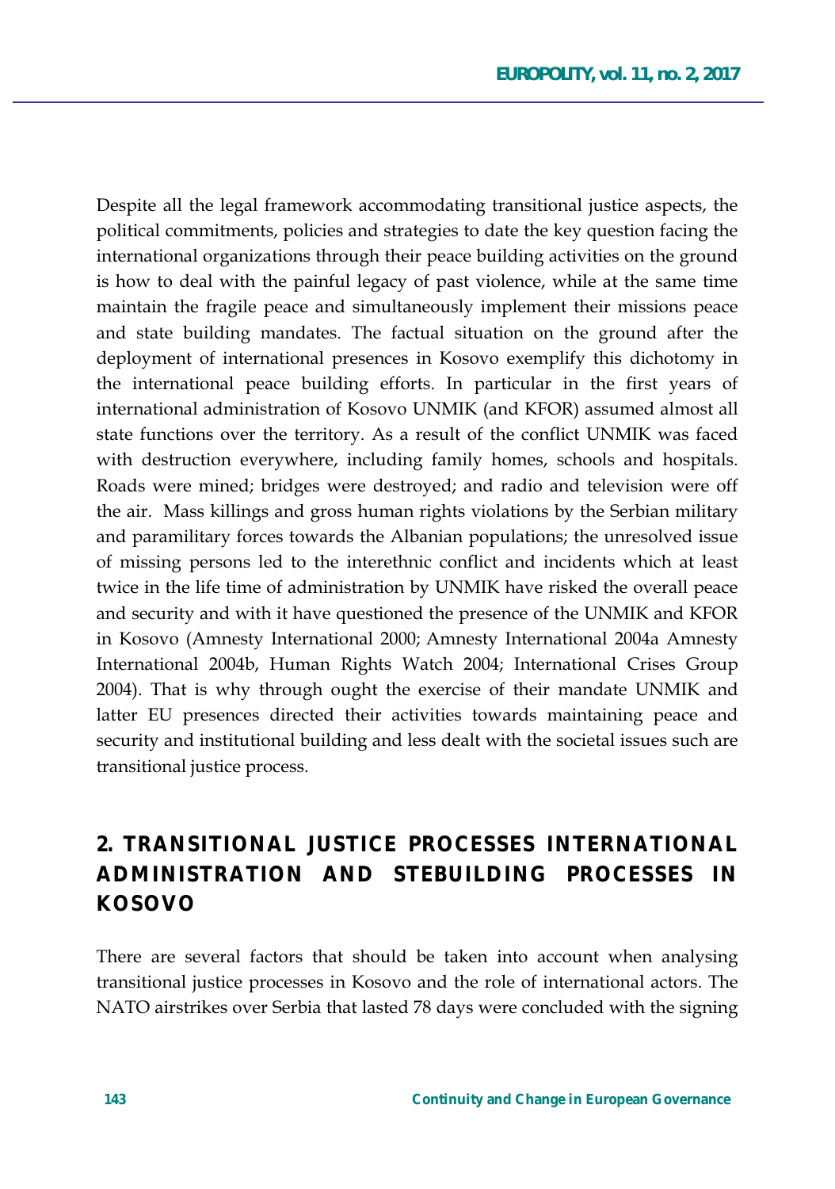Despite all the legal framework accommodating transitional justice aspects, the political commitments, policies and strategies to date the key question facing the international organizations through their peace building activities on the ground is how to deal with the painful legacy of past violence, while at the same time maintain the fragile peace and simultaneously implement their missions peace and state building mandates. The factual situation on the ground after the deployment of international presences in Kosovo exemplify this dichotomy in the international peace building efforts. In particular in the first years of international administration of Kosovo UNMIK (and KFOR) assumed almost all state functions over the territory. As a result of the conflict UNMIK was faced with destruction everywhere, including family homes, schools and hospitals. Roads were mined; bridges were destroyed; and radio and television were off the air. Mass killings and gross human rights violations by the Serbian military and paramilitary forces towards the Albanian populations; the unresolved issue of missing persons led to the interethnic conflict and incidents which at least twice in the life time of administration by UNMIK have risked the overall peace and security and with it have questioned the presence of the UNMIK and KFOR in Kosovo (Amnesty International 2000; Amnesty International 2004a Amnesty International 2004b, Human Rights Watch 2004; International Crises Group 2004). That is why through ought the exercise of their mandate UNMIK and latter EU presences directed their activities towards maintaining peace and security and institutional building and less dealt with the societal issues such are transitional justice process.

## 2. TRANSITIONAL JUSTICE PROCESSES INTERNATIONAL ADMINISTRATION AND STEBUILDING PROCESSES IN KOSOVO

There are several factors that should be taken into account when analysing transitional justice processes in Kosovo and the role of international actors. The NATO airstrikes over Serbia that lasted 78 days were concluded with the signing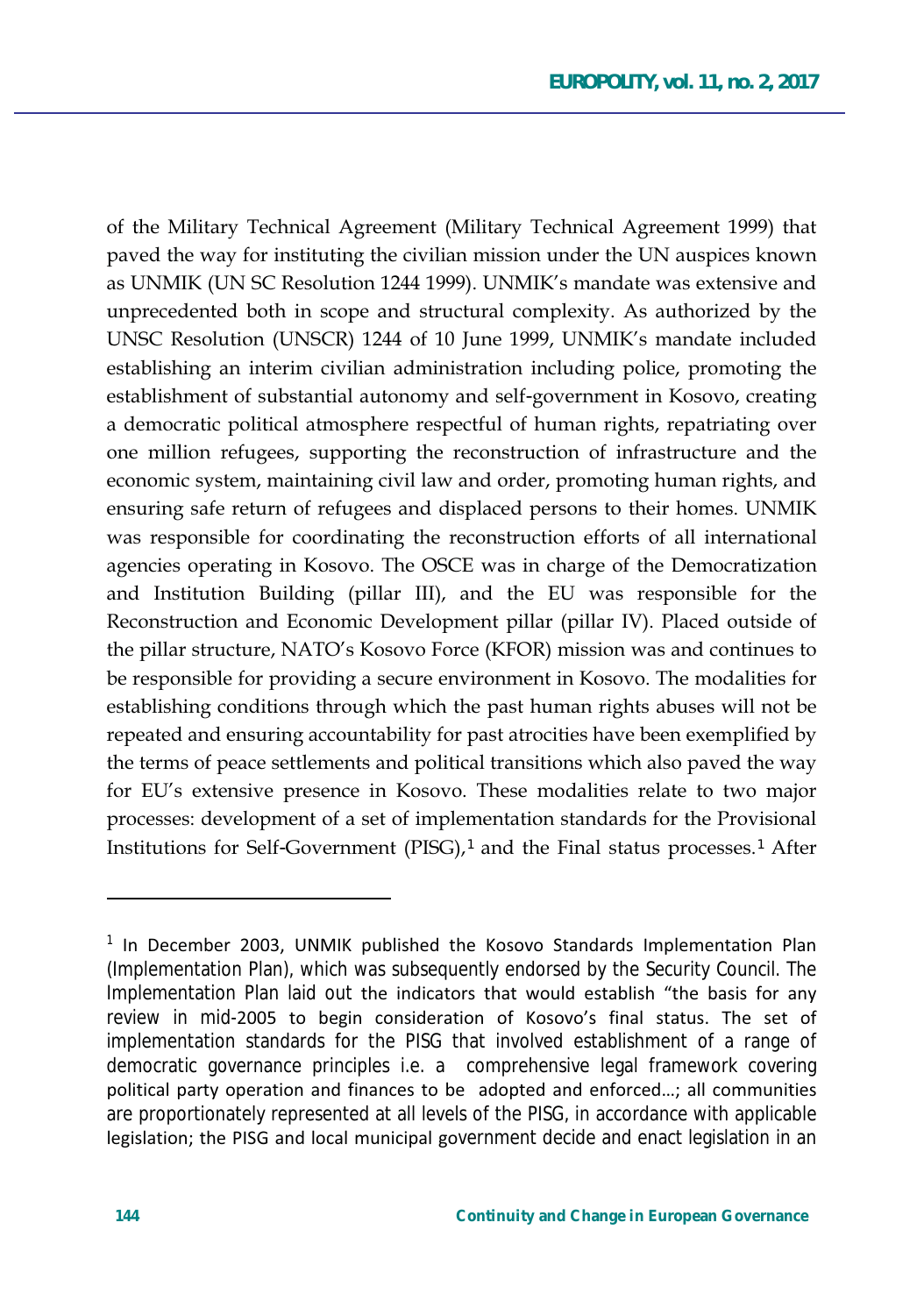of the Military Technical Agreement (Military Technical Agreement 1999) that paved the way for instituting the civilian mission under the UN auspices known as UNMIK (UN SC Resolution 1244 1999). UNMIK's mandate was extensive and unprecedented both in scope and structural complexity. As authorized by the UNSC Resolution (UNSCR) 1244 of 10 June 1999, UNMIK's mandate included establishing an interim civilian administration including police, promoting the establishment of substantial autonomy and self-government in Kosovo, creating a democratic political atmosphere respectful of human rights, repatriating over one million refugees, supporting the reconstruction of infrastructure and the economic system, maintaining civil law and order, promoting human rights, and ensuring safe return of refugees and displaced persons to their homes. UNMIK was responsible for coordinating the reconstruction efforts of all international agencies operating in Kosovo. The OSCE was in charge of the Democratization and Institution Building (pillar III), and the EU was responsible for the Reconstruction and Economic Development pillar (pillar IV). Placed outside of the pillar structure, NATO's Kosovo Force (KFOR) mission was and continues to be responsible for providing a secure environment in Kosovo. The modalities for establishing conditions through which the past human rights abuses will not be repeated and ensuring accountability for past atrocities have been exemplified by the terms of peace settlements and political transitions which also paved the way for EU's extensive presence in Kosovo. These modalities relate to two major processes: development of a set of implementation standards for the Provisional Institutions for Self-Government (PISG),[1] and the Final status processes.[1] After

---

[1] In December 2003, UNMIK published the Kosovo Standards Implementation Plan (Implementation Plan), which was subsequently endorsed by the Security Council. The Implementation Plan laid out the indicators that would establish "the basis for any review in mid-2005 to begin consideration of Kosovo's final status. The set of implementation standards for the PISG that involved establishment of a range of democratic governance principles i.e. a comprehensive legal framework covering political party operation and finances to be adopted and enforced…; all communities are proportionately represented at all levels of the PISG, in accordance with applicable legislation; the PISG and local municipal government decide and enact legislation in an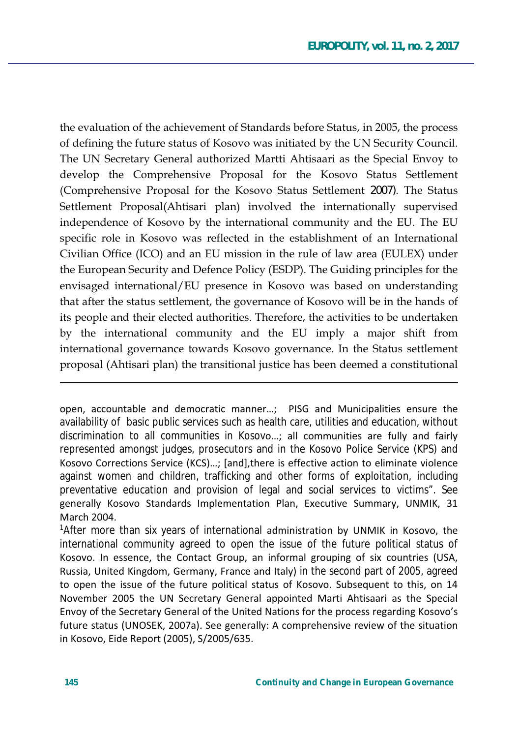the evaluation of the achievement of Standards before Status, in 2005, the process of defining the future status of Kosovo was initiated by the UN Security Council. The UN Secretary General authorized Martti Ahtisaari as the Special Envoy to develop the Comprehensive Proposal for the Kosovo Status Settlement (Comprehensive Proposal for the Kosovo Status Settlement 2007). The Status Settlement Proposal(Ahtisari plan) involved the internationally supervised independence of Kosovo by the international community and the EU. The EU specific role in Kosovo was reflected in the establishment of an International Civilian Office (ICO) and an EU mission in the rule of law area (EULEX) under the European Security and Defence Policy (ESDP). The Guiding principles for the envisaged international/EU presence in Kosovo was based on understanding that after the status settlement, the governance of Kosovo will be in the hands of its people and their elected authorities. Therefore, the activities to be undertaken by the international community and the EU imply a major shift from international governance towards Kosovo governance. In the Status settlement proposal (Ahtisari plan) the transitional justice has been deemed a constitutional

---

open, accountable and democratic manner…; PISG and Municipalities ensure the availability of basic public services such as health care, utilities and education, without discrimination to all communities in Kosovo…; all communities are fully and fairly represented amongst judges, prosecutors and in the Kosovo Police Service (KPS) and Kosovo Corrections Service (KCS)…; [and],there is effective action to eliminate violence against women and children, trafficking and other forms of exploitation, including preventative education and provision of legal and social services to victims". See generally Kosovo Standards Implementation Plan, Executive Summary, UNMIK, 31 March 2004.

[1]After more than six years of international administration by UNMIK in Kosovo, the international community agreed to open the issue of the future political status of Kosovo. In essence, the Contact Group, an informal grouping of six countries (USA, Russia, United Kingdom, Germany, France and Italy) in the second part of 2005, agreed to open the issue of the future political status of Kosovo. Subsequent to this, on 14 November 2005 the UN Secretary General appointed Marti Ahtisaari as the Special Envoy of the Secretary General of the United Nations for the process regarding Kosovo's future status (UNOSEK, 2007a). See generally: A comprehensive review of the situation in Kosovo, Eide Report (2005), S/2005/635.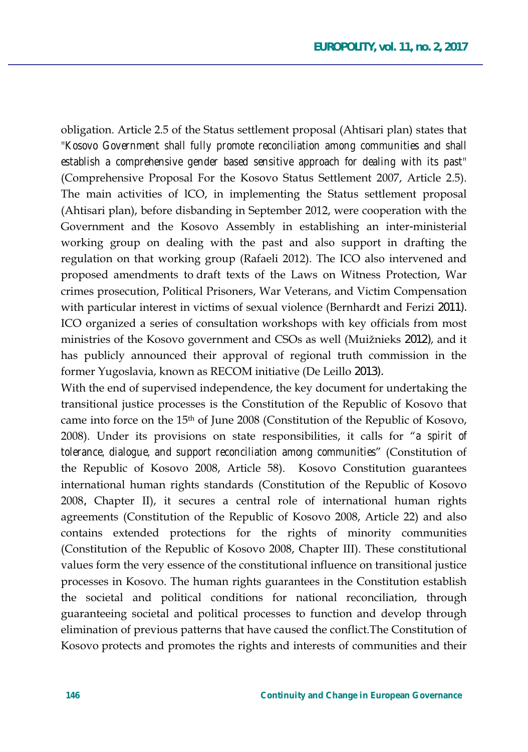obligation. Article 2.5 of the Status settlement proposal (Ahtisari plan) states that *"Kosovo Government shall fully promote reconciliation among communities and shall establish a comprehensive gender based sensitive approach for dealing with its past"* (Comprehensive Proposal For the Kosovo Status Settlement 2007, Article 2.5). The main activities of ICO, in implementing the Status settlement proposal (Ahtisari plan), before disbanding in September 2012, were cooperation with the Government and the Kosovo Assembly in establishing an inter-ministerial working group on dealing with the past and also support in drafting the regulation on that working group (Rafaeli 2012). The ICO also intervened and proposed amendments to draft texts of the Laws on Witness Protection, War crimes prosecution, Political Prisoners, War Veterans, and Victim Compensation with particular interest in victims of sexual violence (Bernhardt and Ferizi 2011). ICO organized a series of consultation workshops with key officials from most ministries of the Kosovo government and CSOs as well (Muižnieks 2012), and it has publicly announced their approval of regional truth commission in the former Yugoslavia, known as RECOM initiative (De Leillo 2013).

With the end of supervised independence, the key document for undertaking the transitional justice processes is the Constitution of the Republic of Kosovo that came into force on the 15th of June 2008 (Constitution of the Republic of Kosovo, 2008). Under its provisions on state responsibilities, it calls for "*a spirit of tolerance, dialogue, and support reconciliation among communities*" (Constitution of the Republic of Kosovo 2008, Article 58). Kosovo Constitution guarantees international human rights standards (Constitution of the Republic of Kosovo 2008, Chapter II), it secures a central role of international human rights agreements (Constitution of the Republic of Kosovo 2008, Article 22) and also contains extended protections for the rights of minority communities (Constitution of the Republic of Kosovo 2008, Chapter III). These constitutional values form the very essence of the constitutional influence on transitional justice processes in Kosovo. The human rights guarantees in the Constitution establish the societal and political conditions for national reconciliation, through guaranteeing societal and political processes to function and develop through elimination of previous patterns that have caused the conflict.The Constitution of Kosovo protects and promotes the rights and interests of communities and their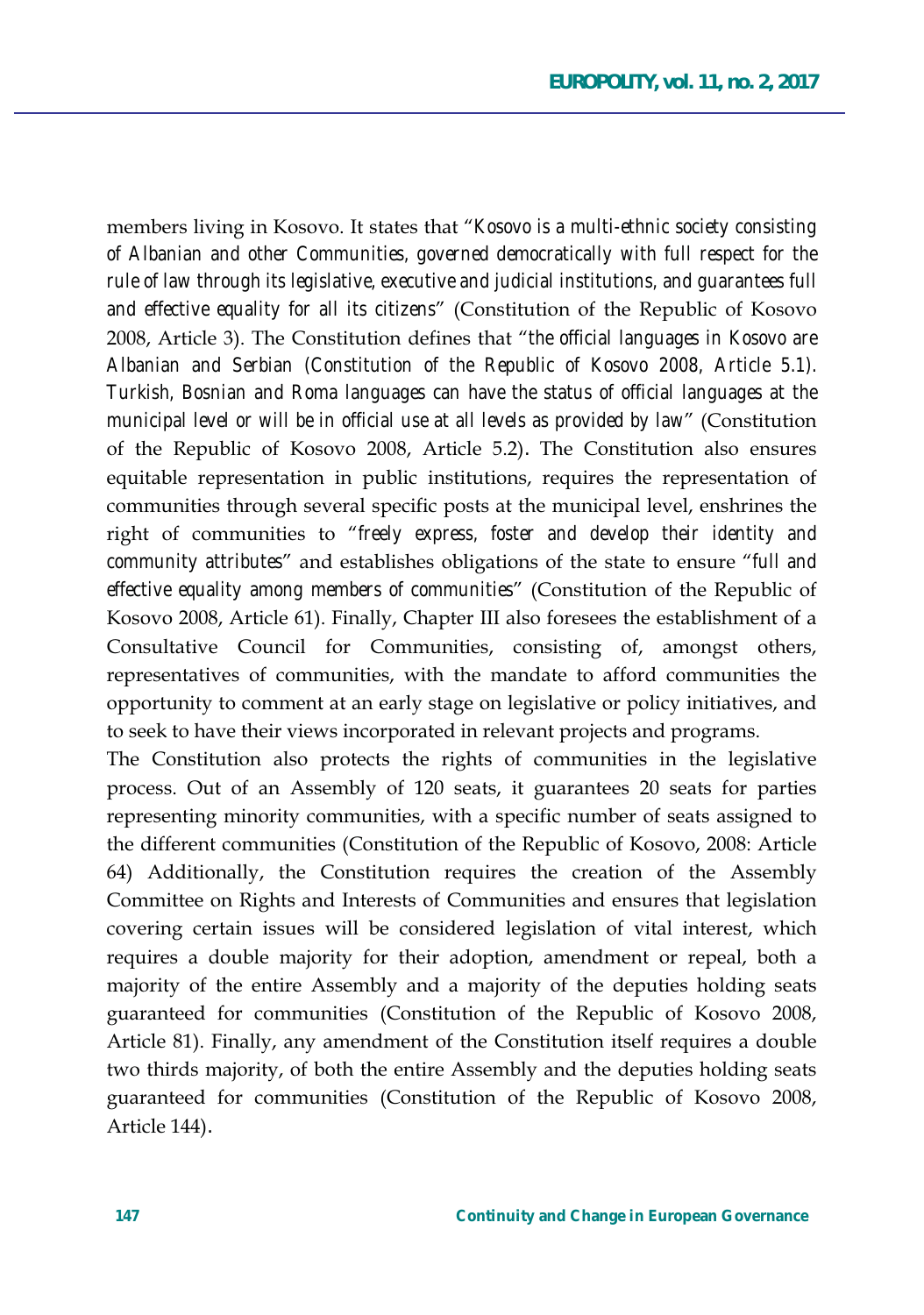members living in Kosovo. It states that "*Kosovo is a multi-ethnic society consisting of Albanian and other Communities, governed democratically with full respect for the rule of law through its legislative, executive and judicial institutions, and guarantees full and effective equality for all its citizens*" (Constitution of the Republic of Kosovo 2008, Article 3). The Constitution defines that "*the official languages in Kosovo are Albanian and Serbian (Constitution of the Republic of Kosovo 2008, Article 5.1). Turkish, Bosnian and Roma languages can have the status of official languages at the municipal level or will be in official use at all levels as provided by law*" (Constitution of the Republic of Kosovo 2008, Article 5.2). The Constitution also ensures equitable representation in public institutions, requires the representation of communities through several specific posts at the municipal level, enshrines the right of communities to "*freely express, foster and develop their identity and community attributes*" and establishes obligations of the state to ensure "*full and effective equality among members of communities*" (Constitution of the Republic of Kosovo 2008, Article 61). Finally, Chapter III also foresees the establishment of a Consultative Council for Communities, consisting of, amongst others, representatives of communities, with the mandate to afford communities the opportunity to comment at an early stage on legislative or policy initiatives, and to seek to have their views incorporated in relevant projects and programs.

The Constitution also protects the rights of communities in the legislative process. Out of an Assembly of 120 seats, it guarantees 20 seats for parties representing minority communities, with a specific number of seats assigned to the different communities (Constitution of the Republic of Kosovo, 2008: Article 64) Additionally, the Constitution requires the creation of the Assembly Committee on Rights and Interests of Communities and ensures that legislation covering certain issues will be considered legislation of vital interest, which requires a double majority for their adoption, amendment or repeal, both a majority of the entire Assembly and a majority of the deputies holding seats guaranteed for communities (Constitution of the Republic of Kosovo 2008, Article 81). Finally, any amendment of the Constitution itself requires a double two thirds majority, of both the entire Assembly and the deputies holding seats guaranteed for communities (Constitution of the Republic of Kosovo 2008, Article 144).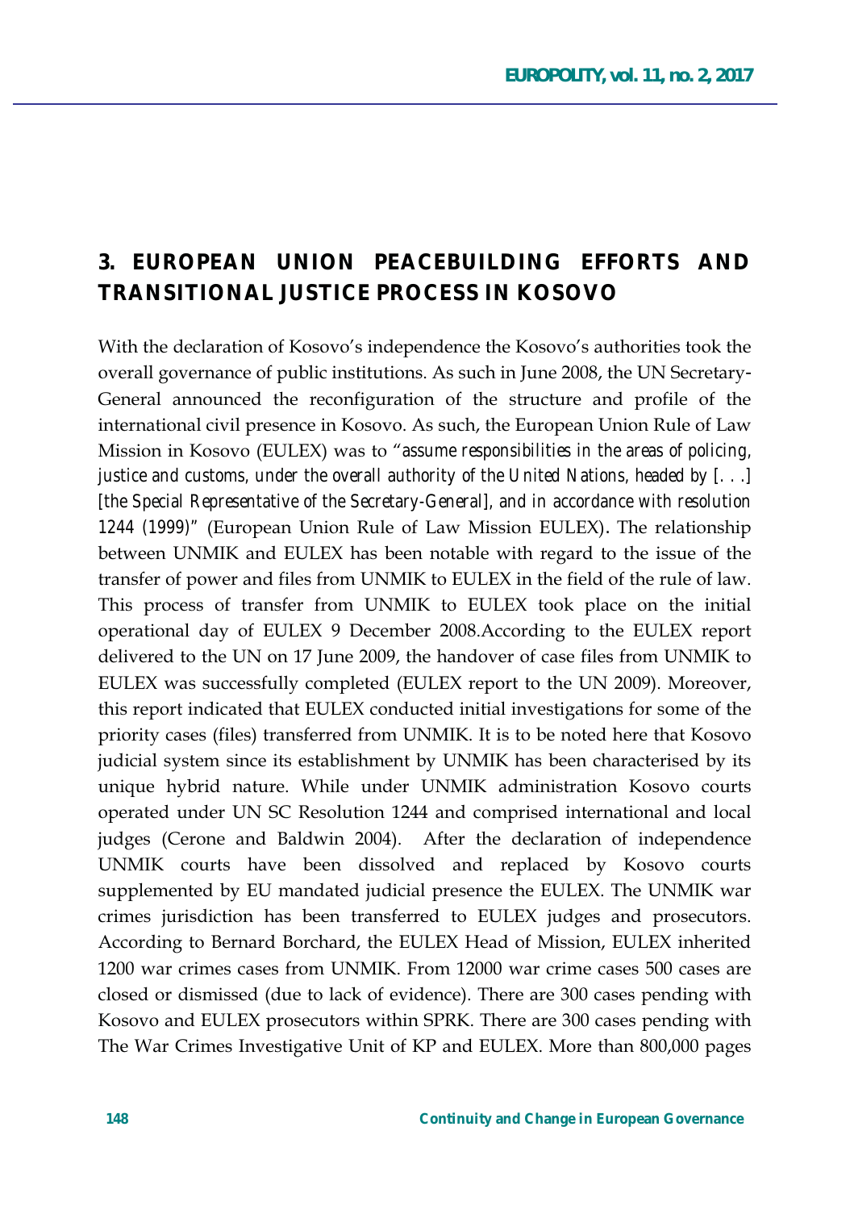## 3. EUROPEAN UNION PEACEBUILDING EFFORTS AND TRANSITIONAL JUSTICE PROCESS IN KOSOVO

With the declaration of Kosovo's independence the Kosovo's authorities took the overall governance of public institutions. As such in June 2008, the UN Secretary-General announced the reconfiguration of the structure and profile of the international civil presence in Kosovo. As such, the European Union Rule of Law Mission in Kosovo (EULEX) was to "*assume responsibilities in the areas of policing, justice and customs, under the overall authority of the United Nations, headed by [. . .] [the Special Representative of the Secretary-General], and in accordance with resolution 1244 (1999)*" (European Union Rule of Law Mission EULEX). The relationship between UNMIK and EULEX has been notable with regard to the issue of the transfer of power and files from UNMIK to EULEX in the field of the rule of law. This process of transfer from UNMIK to EULEX took place on the initial operational day of EULEX 9 December 2008.According to the EULEX report delivered to the UN on 17 June 2009, the handover of case files from UNMIK to EULEX was successfully completed (EULEX report to the UN 2009). Moreover, this report indicated that EULEX conducted initial investigations for some of the priority cases (files) transferred from UNMIK. It is to be noted here that Kosovo judicial system since its establishment by UNMIK has been characterised by its unique hybrid nature. While under UNMIK administration Kosovo courts operated under UN SC Resolution 1244 and comprised international and local judges (Cerone and Baldwin 2004). After the declaration of independence UNMIK courts have been dissolved and replaced by Kosovo courts supplemented by EU mandated judicial presence the EULEX. The UNMIK war crimes jurisdiction has been transferred to EULEX judges and prosecutors. According to Bernard Borchard, the EULEX Head of Mission, EULEX inherited 1200 war crimes cases from UNMIK. From 12000 war crime cases 500 cases are closed or dismissed (due to lack of evidence). There are 300 cases pending with Kosovo and EULEX prosecutors within SPRK. There are 300 cases pending with The War Crimes Investigative Unit of KP and EULEX. More than 800,000 pages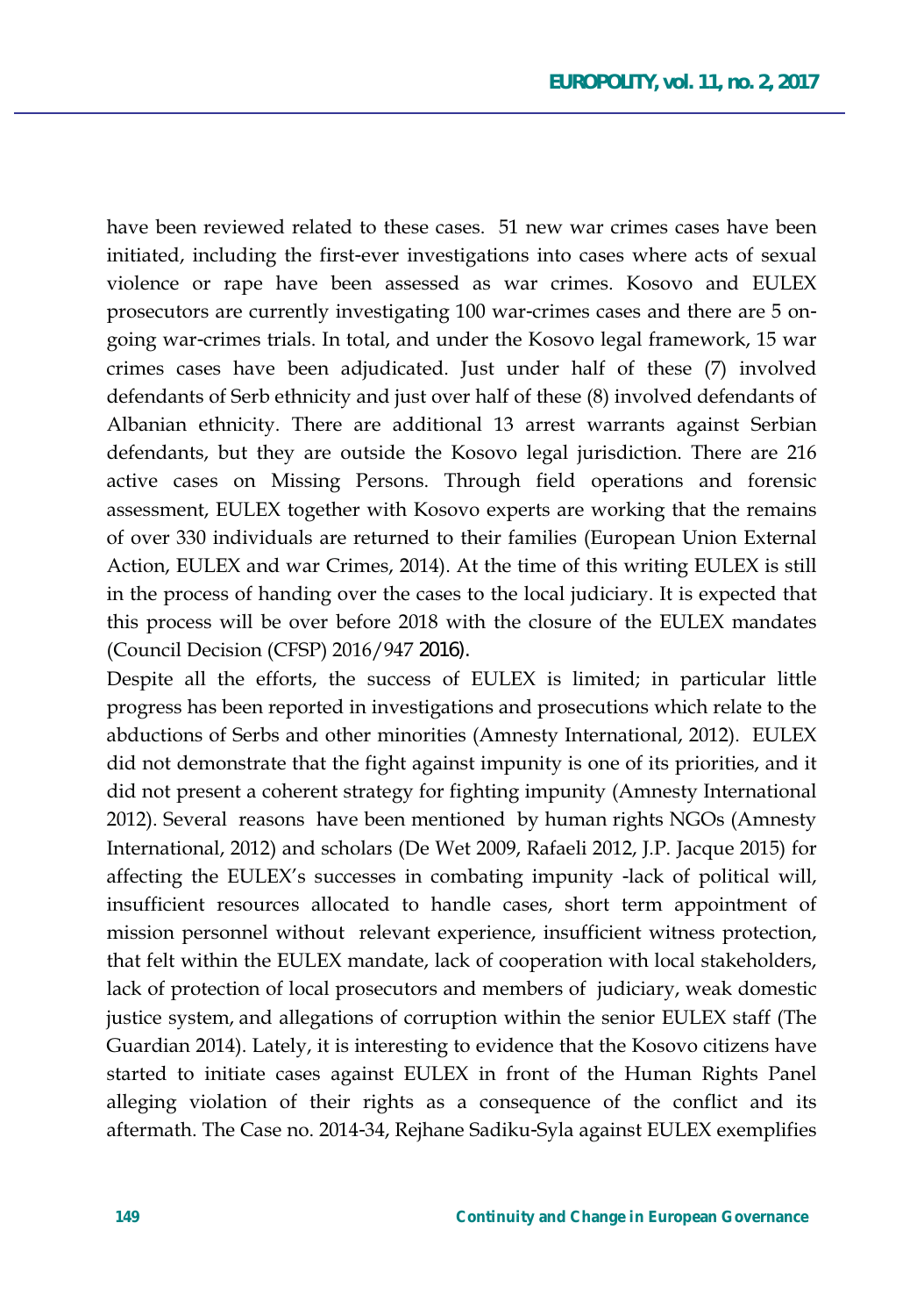have been reviewed related to these cases. 51 new war crimes cases have been initiated, including the first-ever investigations into cases where acts of sexual violence or rape have been assessed as war crimes. Kosovo and EULEX prosecutors are currently investigating 100 war-crimes cases and there are 5 on-going war-crimes trials. In total, and under the Kosovo legal framework, 15 war crimes cases have been adjudicated. Just under half of these (7) involved defendants of Serb ethnicity and just over half of these (8) involved defendants of Albanian ethnicity. There are additional 13 arrest warrants against Serbian defendants, but they are outside the Kosovo legal jurisdiction. There are 216 active cases on Missing Persons. Through field operations and forensic assessment, EULEX together with Kosovo experts are working that the remains of over 330 individuals are returned to their families (European Union External Action, EULEX and war Crimes, 2014). At the time of this writing EULEX is still in the process of handing over the cases to the local judiciary. It is expected that this process will be over before 2018 with the closure of the EULEX mandates (Council Decision (CFSP) 2016/947 2016).

Despite all the efforts, the success of EULEX is limited; in particular little progress has been reported in investigations and prosecutions which relate to the abductions of Serbs and other minorities (Amnesty International, 2012). EULEX did not demonstrate that the fight against impunity is one of its priorities, and it did not present a coherent strategy for fighting impunity (Amnesty International 2012). Several reasons have been mentioned by human rights NGOs (Amnesty International, 2012) and scholars (De Wet 2009, Rafaeli 2012, J.P. Jacque 2015) for affecting the EULEX's successes in combating impunity -lack of political will, insufficient resources allocated to handle cases, short term appointment of mission personnel without relevant experience, insufficient witness protection, that felt within the EULEX mandate, lack of cooperation with local stakeholders, lack of protection of local prosecutors and members of judiciary, weak domestic justice system, and allegations of corruption within the senior EULEX staff (The Guardian 2014). Lately, it is interesting to evidence that the Kosovo citizens have started to initiate cases against EULEX in front of the Human Rights Panel alleging violation of their rights as a consequence of the conflict and its aftermath. The Case no. 2014-34, Rejhane Sadiku-Syla against EULEX exemplifies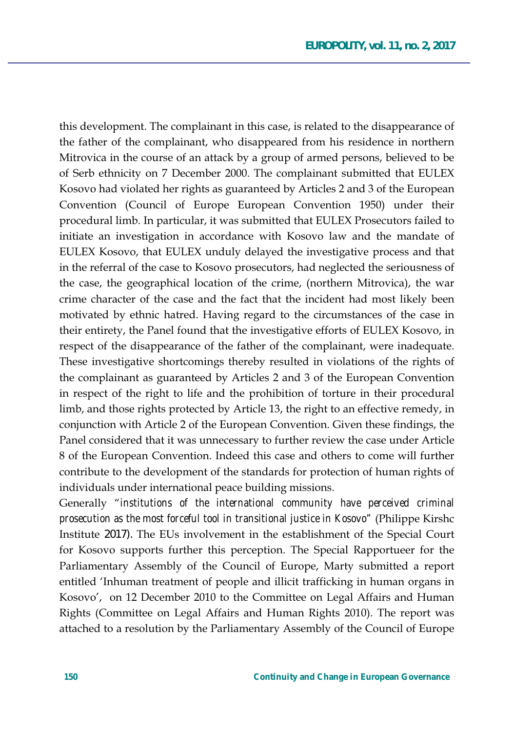this development. The complainant in this case, is related to the disappearance of the father of the complainant, who disappeared from his residence in northern Mitrovica in the course of an attack by a group of armed persons, believed to be of Serb ethnicity on 7 December 2000. The complainant submitted that EULEX Kosovo had violated her rights as guaranteed by Articles 2 and 3 of the European Convention (Council of Europe European Convention 1950) under their procedural limb. In particular, it was submitted that EULEX Prosecutors failed to initiate an investigation in accordance with Kosovo law and the mandate of EULEX Kosovo, that EULEX unduly delayed the investigative process and that in the referral of the case to Kosovo prosecutors, had neglected the seriousness of the case, the geographical location of the crime, (northern Mitrovica), the war crime character of the case and the fact that the incident had most likely been motivated by ethnic hatred. Having regard to the circumstances of the case in their entirety, the Panel found that the investigative efforts of EULEX Kosovo, in respect of the disappearance of the father of the complainant, were inadequate. These investigative shortcomings thereby resulted in violations of the rights of the complainant as guaranteed by Articles 2 and 3 of the European Convention in respect of the right to life and the prohibition of torture in their procedural limb, and those rights protected by Article 13, the right to an effective remedy, in conjunction with Article 2 of the European Convention. Given these findings, the Panel considered that it was unnecessary to further review the case under Article 8 of the European Convention. Indeed this case and others to come will further contribute to the development of the standards for protection of human rights of individuals under international peace building missions.

Generally "*institutions of the international community have perceived criminal prosecution as the most forceful tool in transitional justice in Kosovo*" (Philippe Kirshc Institute 2017). The EUs involvement in the establishment of the Special Court for Kosovo supports further this perception. The Special Rapportueer for the Parliamentary Assembly of the Council of Europe, Marty submitted a report entitled 'Inhuman treatment of people and illicit trafficking in human organs in Kosovo', on 12 December 2010 to the Committee on Legal Affairs and Human Rights (Committee on Legal Affairs and Human Rights 2010). The report was attached to a resolution by the Parliamentary Assembly of the Council of Europe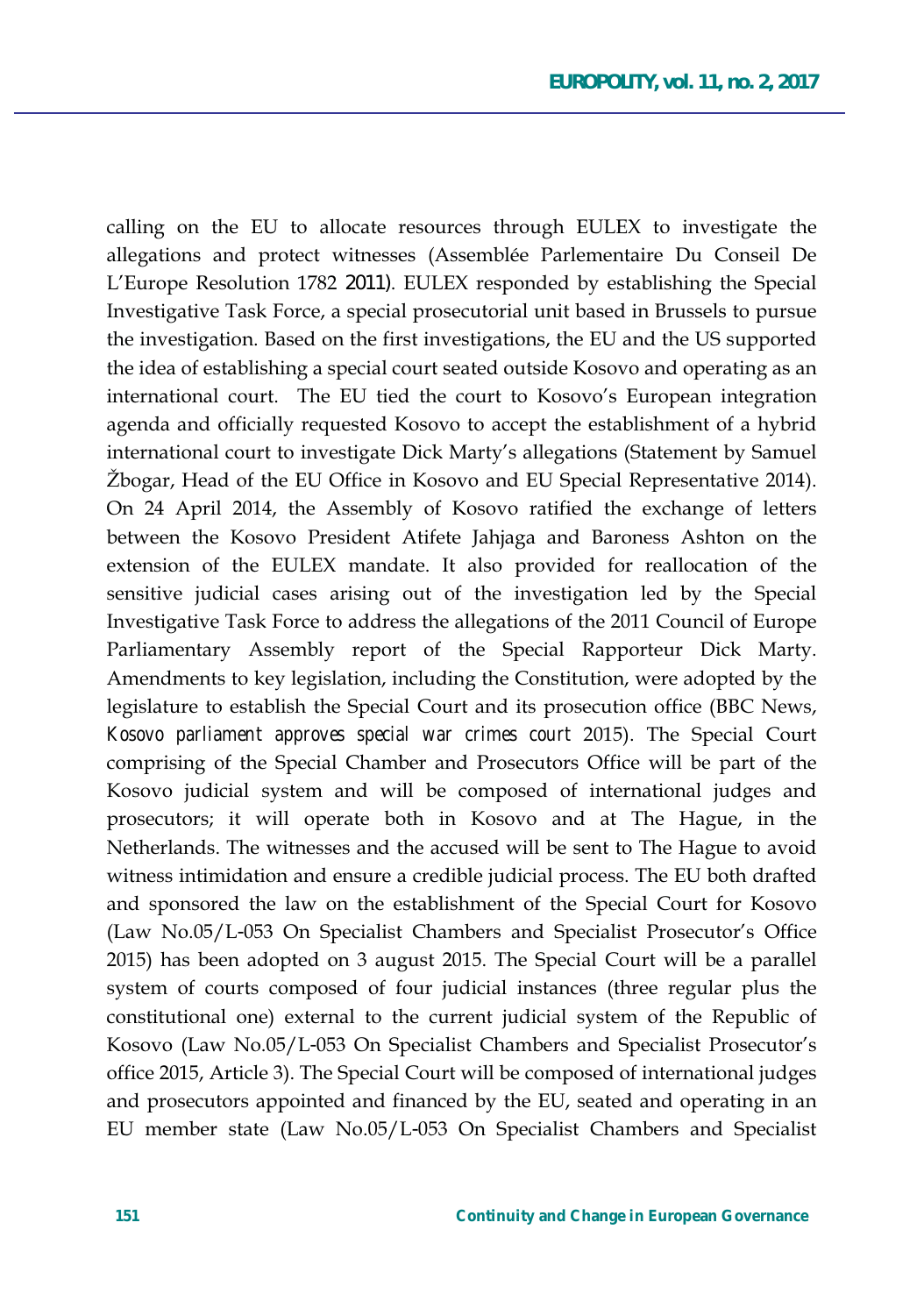calling on the EU to allocate resources through EULEX to investigate the allegations and protect witnesses (Assemblée Parlementaire Du Conseil De L'Europe Resolution 1782 2011). EULEX responded by establishing the Special Investigative Task Force, a special prosecutorial unit based in Brussels to pursue the investigation. Based on the first investigations, the EU and the US supported the idea of establishing a special court seated outside Kosovo and operating as an international court. The EU tied the court to Kosovo's European integration agenda and officially requested Kosovo to accept the establishment of a hybrid international court to investigate Dick Marty's allegations (Statement by Samuel Žbogar, Head of the EU Office in Kosovo and EU Special Representative 2014). On 24 April 2014, the Assembly of Kosovo ratified the exchange of letters between the Kosovo President Atifete Jahjaga and Baroness Ashton on the extension of the EULEX mandate. It also provided for reallocation of the sensitive judicial cases arising out of the investigation led by the Special Investigative Task Force to address the allegations of the 2011 Council of Europe Parliamentary Assembly report of the Special Rapporteur Dick Marty. Amendments to key legislation, including the Constitution, were adopted by the legislature to establish the Special Court and its prosecution office (BBC News, *Kosovo parliament approves special war crimes court* 2015). The Special Court comprising of the Special Chamber and Prosecutors Office will be part of the Kosovo judicial system and will be composed of international judges and prosecutors; it will operate both in Kosovo and at The Hague, in the Netherlands. The witnesses and the accused will be sent to The Hague to avoid witness intimidation and ensure a credible judicial process. The EU both drafted and sponsored the law on the establishment of the Special Court for Kosovo (Law No.05/L-053 On Specialist Chambers and Specialist Prosecutor's Office 2015) has been adopted on 3 august 2015. The Special Court will be a parallel system of courts composed of four judicial instances (three regular plus the constitutional one) external to the current judicial system of the Republic of Kosovo (Law No.05/L-053 On Specialist Chambers and Specialist Prosecutor's office 2015, Article 3). The Special Court will be composed of international judges and prosecutors appointed and financed by the EU, seated and operating in an EU member state (Law No.05/L-053 On Specialist Chambers and Specialist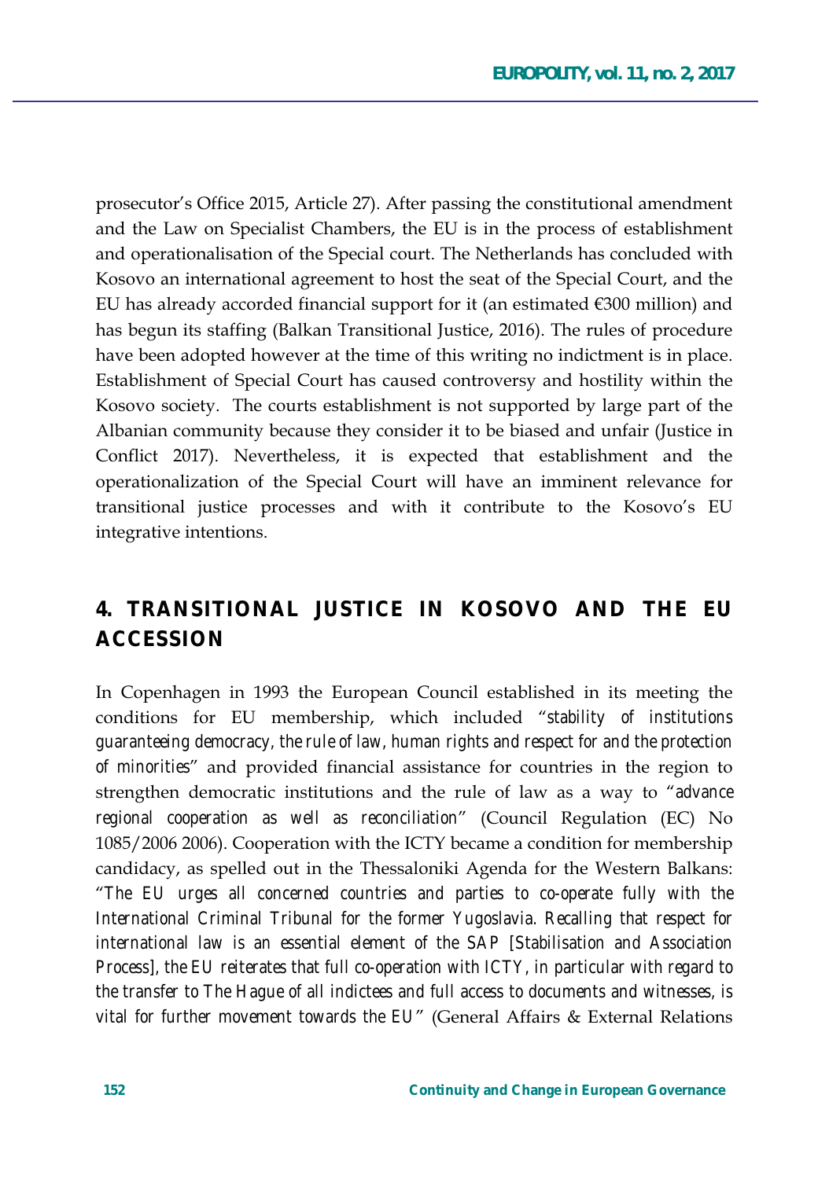prosecutor's Office 2015, Article 27). After passing the constitutional amendment and the Law on Specialist Chambers, the EU is in the process of establishment and operationalisation of the Special court. The Netherlands has concluded with Kosovo an international agreement to host the seat of the Special Court, and the EU has already accorded financial support for it (an estimated €300 million) and has begun its staffing (Balkan Transitional Justice, 2016). The rules of procedure have been adopted however at the time of this writing no indictment is in place. Establishment of Special Court has caused controversy and hostility within the Kosovo society. The courts establishment is not supported by large part of the Albanian community because they consider it to be biased and unfair (Justice in Conflict 2017). Nevertheless, it is expected that establishment and the operationalization of the Special Court will have an imminent relevance for transitional justice processes and with it contribute to the Kosovo's EU integrative intentions.

## 4. TRANSITIONAL JUSTICE IN KOSOVO AND THE EU ACCESSION

In Copenhagen in 1993 the European Council established in its meeting the conditions for EU membership, which included "*stability of institutions guaranteeing democracy, the rule of law, human rights and respect for and the protection of minorities*" and provided financial assistance for countries in the region to strengthen democratic institutions and the rule of law as a way to "*advance regional cooperation as well as reconciliation*" (Council Regulation (EC) No 1085/2006 2006). Cooperation with the ICTY became a condition for membership candidacy, as spelled out in the Thessaloniki Agenda for the Western Balkans: "*The EU urges all concerned countries and parties to co-operate fully with the International Criminal Tribunal for the former Yugoslavia. Recalling that respect for international law is an essential element of the SAP [Stabilisation and Association Process], the EU reiterates that full co-operation with ICTY, in particular with regard to the transfer to The Hague of all indictees and full access to documents and witnesses, is vital for further movement towards the EU*" (General Affairs & External Relations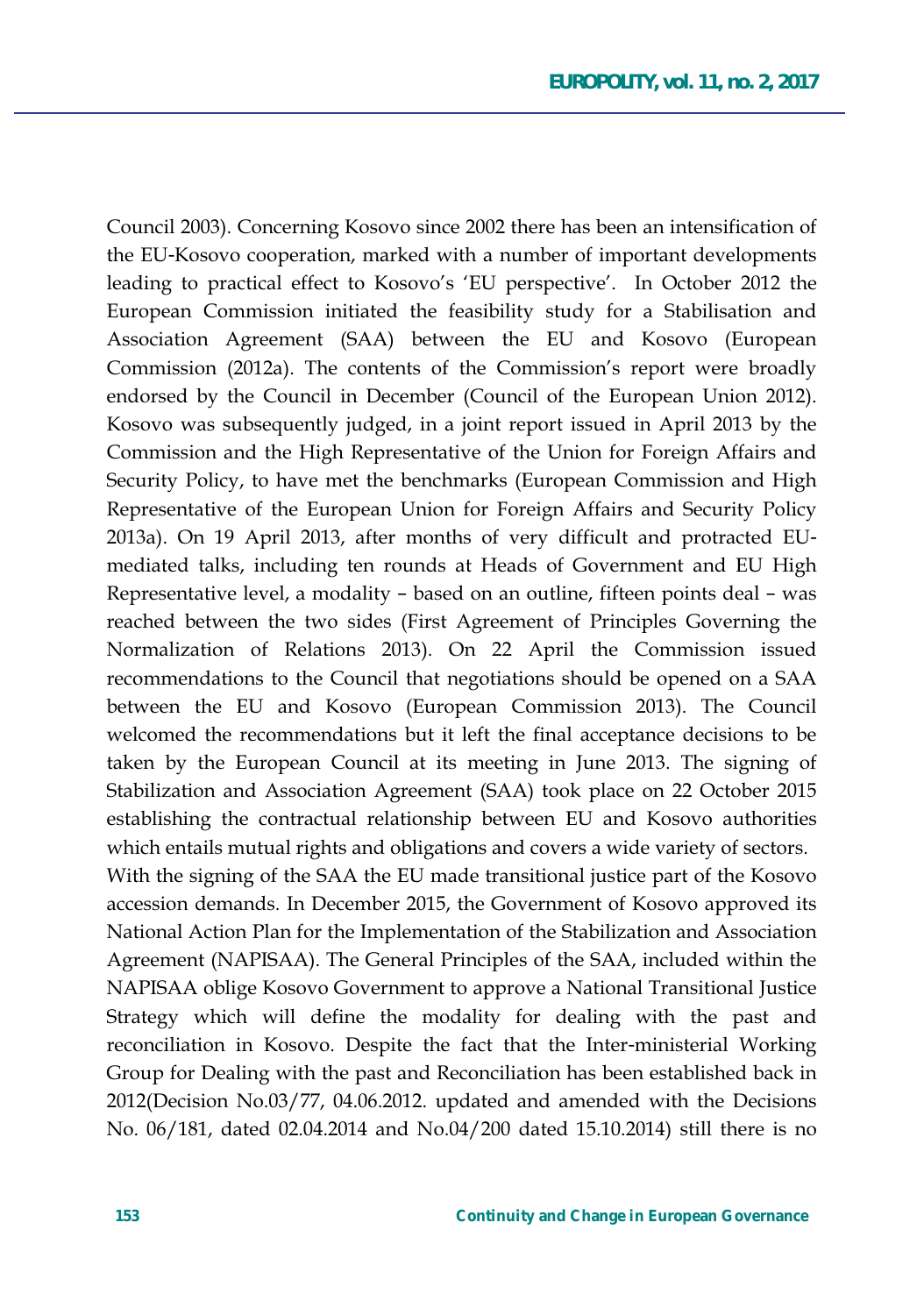Council 2003). Concerning Kosovo since 2002 there has been an intensification of the EU-Kosovo cooperation, marked with a number of important developments leading to practical effect to Kosovo's 'EU perspective'. In October 2012 the European Commission initiated the feasibility study for a Stabilisation and Association Agreement (SAA) between the EU and Kosovo (European Commission (2012a). The contents of the Commission's report were broadly endorsed by the Council in December (Council of the European Union 2012). Kosovo was subsequently judged, in a joint report issued in April 2013 by the Commission and the High Representative of the Union for Foreign Affairs and Security Policy, to have met the benchmarks (European Commission and High Representative of the European Union for Foreign Affairs and Security Policy 2013a). On 19 April 2013, after months of very difficult and protracted EU-mediated talks, including ten rounds at Heads of Government and EU High Representative level, a modality – based on an outline, fifteen points deal – was reached between the two sides (First Agreement of Principles Governing the Normalization of Relations 2013). On 22 April the Commission issued recommendations to the Council that negotiations should be opened on a SAA between the EU and Kosovo (European Commission 2013). The Council welcomed the recommendations but it left the final acceptance decisions to be taken by the European Council at its meeting in June 2013. The signing of Stabilization and Association Agreement (SAA) took place on 22 October 2015 establishing the contractual relationship between EU and Kosovo authorities which entails mutual rights and obligations and covers a wide variety of sectors.

With the signing of the SAA the EU made transitional justice part of the Kosovo accession demands. In December 2015, the Government of Kosovo approved its National Action Plan for the Implementation of the Stabilization and Association Agreement (NAPISAA). The General Principles of the SAA, included within the NAPISAA oblige Kosovo Government to approve a National Transitional Justice Strategy which will define the modality for dealing with the past and reconciliation in Kosovo. Despite the fact that the Inter-ministerial Working Group for Dealing with the past and Reconciliation has been established back in 2012(Decision No.03/77, 04.06.2012. updated and amended with the Decisions No. 06/181, dated 02.04.2014 and No.04/200 dated 15.10.2014) still there is no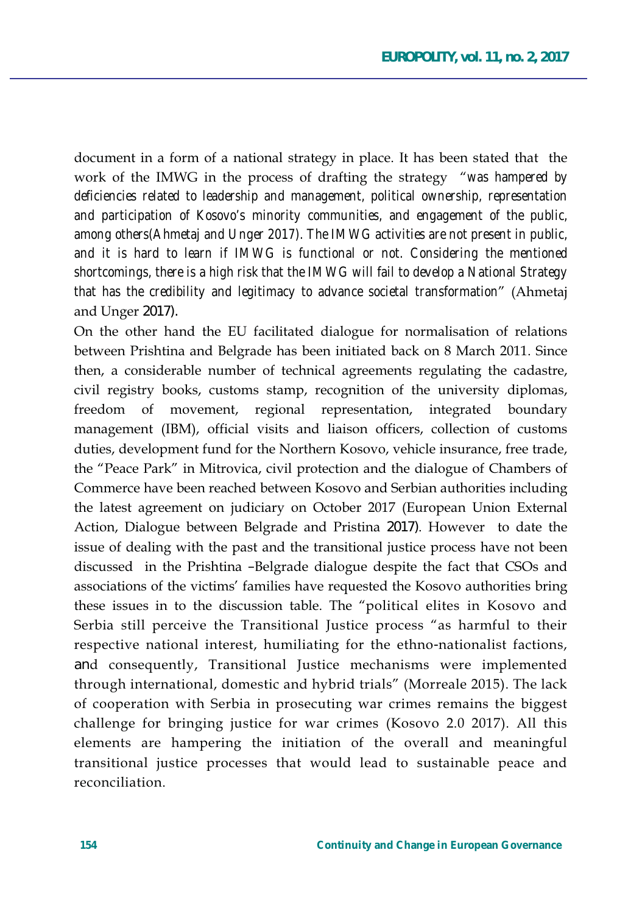document in a form of a national strategy in place. It has been stated that the work of the IMWG in the process of drafting the strategy *"was hampered by deficiencies related to leadership and management, political ownership, representation and participation of Kosovo's minority communities, and engagement of the public, among others(Ahmetaj and Unger 2017). The IMWG activities are not present in public, and it is hard to learn if IMWG is functional or not. Considering the mentioned shortcomings, there is a high risk that the IMWG will fail to develop a National Strategy that has the credibility and legitimacy to advance societal transformation"* (Ahmetaj and Unger 2017).

On the other hand the EU facilitated dialogue for normalisation of relations between Prishtina and Belgrade has been initiated back on 8 March 2011. Since then, a considerable number of technical agreements regulating the cadastre, civil registry books, customs stamp, recognition of the university diplomas, freedom of movement, regional representation, integrated boundary management (IBM), official visits and liaison officers, collection of customs duties, development fund for the Northern Kosovo, vehicle insurance, free trade, the "Peace Park" in Mitrovica, civil protection and the dialogue of Chambers of Commerce have been reached between Kosovo and Serbian authorities including the latest agreement on judiciary on October 2017 (European Union External Action, Dialogue between Belgrade and Pristina 2017). However to date the issue of dealing with the past and the transitional justice process have not been discussed in the Prishtina –Belgrade dialogue despite the fact that CSOs and associations of the victims' families have requested the Kosovo authorities bring these issues in to the discussion table. The "political elites in Kosovo and Serbia still perceive the Transitional Justice process "as harmful to their respective national interest, humiliating for the ethno-nationalist factions, and consequently, Transitional Justice mechanisms were implemented through international, domestic and hybrid trials" (Morreale 2015). The lack of cooperation with Serbia in prosecuting war crimes remains the biggest challenge for bringing justice for war crimes (Kosovo 2.0 2017). All this elements are hampering the initiation of the overall and meaningful transitional justice processes that would lead to sustainable peace and reconciliation.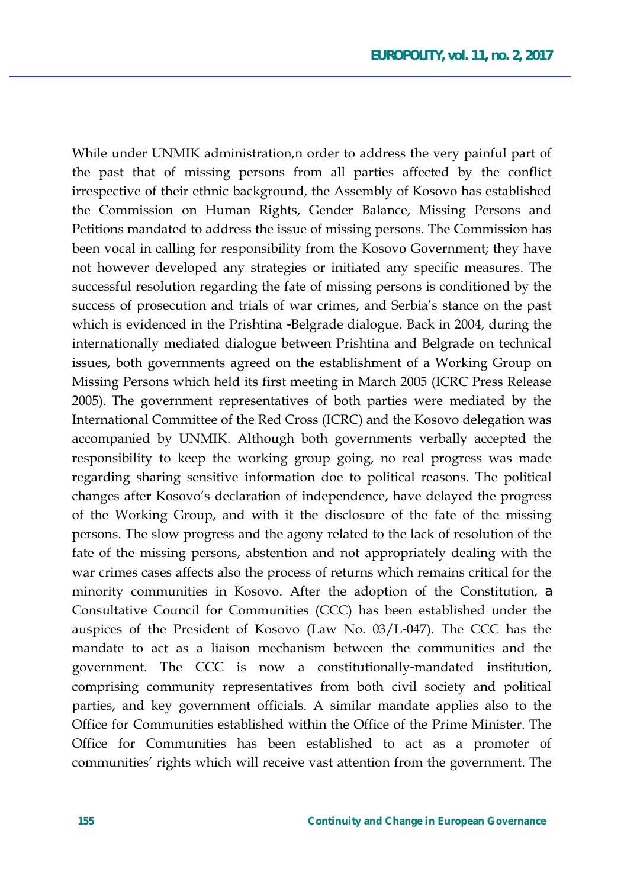While under UNMIK administration,n order to address the very painful part of the past that of missing persons from all parties affected by the conflict irrespective of their ethnic background, the Assembly of Kosovo has established the Commission on Human Rights, Gender Balance, Missing Persons and Petitions mandated to address the issue of missing persons. The Commission has been vocal in calling for responsibility from the Kosovo Government; they have not however developed any strategies or initiated any specific measures. The successful resolution regarding the fate of missing persons is conditioned by the success of prosecution and trials of war crimes, and Serbia's stance on the past which is evidenced in the Prishtina -Belgrade dialogue. Back in 2004, during the internationally mediated dialogue between Prishtina and Belgrade on technical issues, both governments agreed on the establishment of a Working Group on Missing Persons which held its first meeting in March 2005 (ICRC Press Release 2005). The government representatives of both parties were mediated by the International Committee of the Red Cross (ICRC) and the Kosovo delegation was accompanied by UNMIK. Although both governments verbally accepted the responsibility to keep the working group going, no real progress was made regarding sharing sensitive information doe to political reasons. The political changes after Kosovo's declaration of independence, have delayed the progress of the Working Group, and with it the disclosure of the fate of the missing persons. The slow progress and the agony related to the lack of resolution of the fate of the missing persons, abstention and not appropriately dealing with the war crimes cases affects also the process of returns which remains critical for the minority communities in Kosovo. After the adoption of the Constitution, a Consultative Council for Communities (CCC) has been established under the auspices of the President of Kosovo (Law No. 03/L-047). The CCC has the mandate to act as a liaison mechanism between the communities and the government. The CCC is now a constitutionally-mandated institution, comprising community representatives from both civil society and political parties, and key government officials. A similar mandate applies also to the Office for Communities established within the Office of the Prime Minister. The Office for Communities has been established to act as a promoter of communities' rights which will receive vast attention from the government. The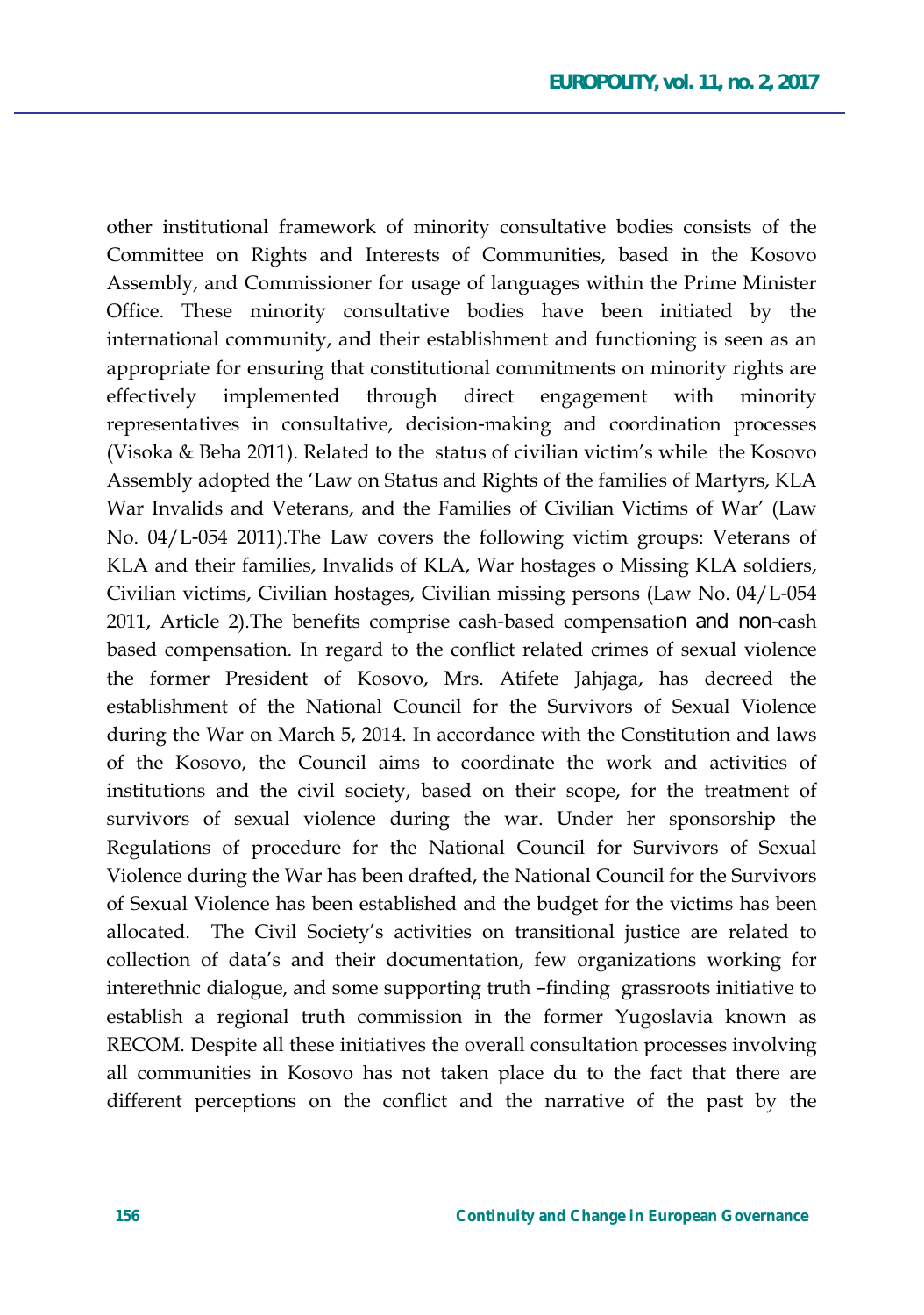other institutional framework of minority consultative bodies consists of the Committee on Rights and Interests of Communities, based in the Kosovo Assembly, and Commissioner for usage of languages within the Prime Minister Office. These minority consultative bodies have been initiated by the international community, and their establishment and functioning is seen as an appropriate for ensuring that constitutional commitments on minority rights are effectively implemented through direct engagement with minority representatives in consultative, decision-making and coordination processes (Visoka & Beha 2011). Related to the status of civilian victim's while the Kosovo Assembly adopted the 'Law on Status and Rights of the families of Martyrs, KLA War Invalids and Veterans, and the Families of Civilian Victims of War' (Law No. 04/L-054 2011).The Law covers the following victim groups: Veterans of KLA and their families, Invalids of KLA, War hostages o Missing KLA soldiers, Civilian victims, Civilian hostages, Civilian missing persons (Law No. 04/L-054 2011, Article 2).The benefits comprise cash-based compensation and non-cash based compensation. In regard to the conflict related crimes of sexual violence the former President of Kosovo, Mrs. Atifete Jahjaga, has decreed the establishment of the National Council for the Survivors of Sexual Violence during the War on March 5, 2014. In accordance with the Constitution and laws of the Kosovo, the Council aims to coordinate the work and activities of institutions and the civil society, based on their scope, for the treatment of survivors of sexual violence during the war. Under her sponsorship the Regulations of procedure for the National Council for Survivors of Sexual Violence during the War has been drafted, the National Council for the Survivors of Sexual Violence has been established and the budget for the victims has been allocated. The Civil Society's activities on transitional justice are related to collection of data's and their documentation, few organizations working for interethnic dialogue, and some supporting truth –finding grassroots initiative to establish a regional truth commission in the former Yugoslavia known as RECOM. Despite all these initiatives the overall consultation processes involving all communities in Kosovo has not taken place du to the fact that there are different perceptions on the conflict and the narrative of the past by the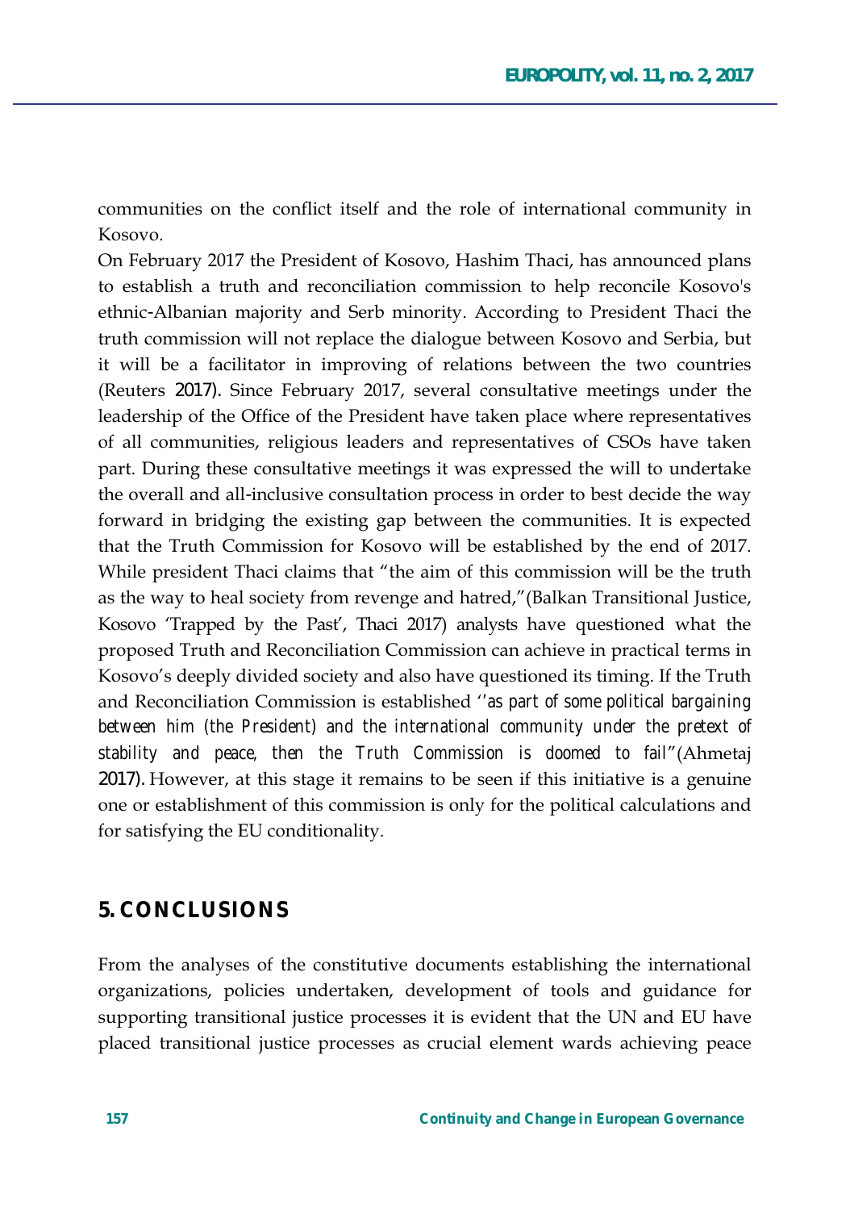communities on the conflict itself and the role of international community in Kosovo.

On February 2017 the President of Kosovo, Hashim Thaci, has announced plans to establish a truth and reconciliation commission to help reconcile Kosovo's ethnic-Albanian majority and Serb minority. According to President Thaci the truth commission will not replace the dialogue between Kosovo and Serbia, but it will be a facilitator in improving of relations between the two countries (Reuters 2017). Since February 2017, several consultative meetings under the leadership of the Office of the President have taken place where representatives of all communities, religious leaders and representatives of CSOs have taken part. During these consultative meetings it was expressed the will to undertake the overall and all-inclusive consultation process in order to best decide the way forward in bridging the existing gap between the communities. It is expected that the Truth Commission for Kosovo will be established by the end of 2017. While president Thaci claims that "the aim of this commission will be the truth as the way to heal society from revenge and hatred,"(Balkan Transitional Justice, Kosovo 'Trapped by the Past', Thaci 2017) analysts have questioned what the proposed Truth and Reconciliation Commission can achieve in practical terms in Kosovo's deeply divided society and also have questioned its timing. If the Truth and Reconciliation Commission is established ''*as part of some political bargaining between him (the President) and the international community under the pretext of stability and peace, then the Truth Commission is doomed to fail*"(Ahmetaj 2017). However, at this stage it remains to be seen if this initiative is a genuine one or establishment of this commission is only for the political calculations and for satisfying the EU conditionality.

## 5. CONCLUSIONS

From the analyses of the constitutive documents establishing the international organizations, policies undertaken, development of tools and guidance for supporting transitional justice processes it is evident that the UN and EU have placed transitional justice processes as crucial element wards achieving peace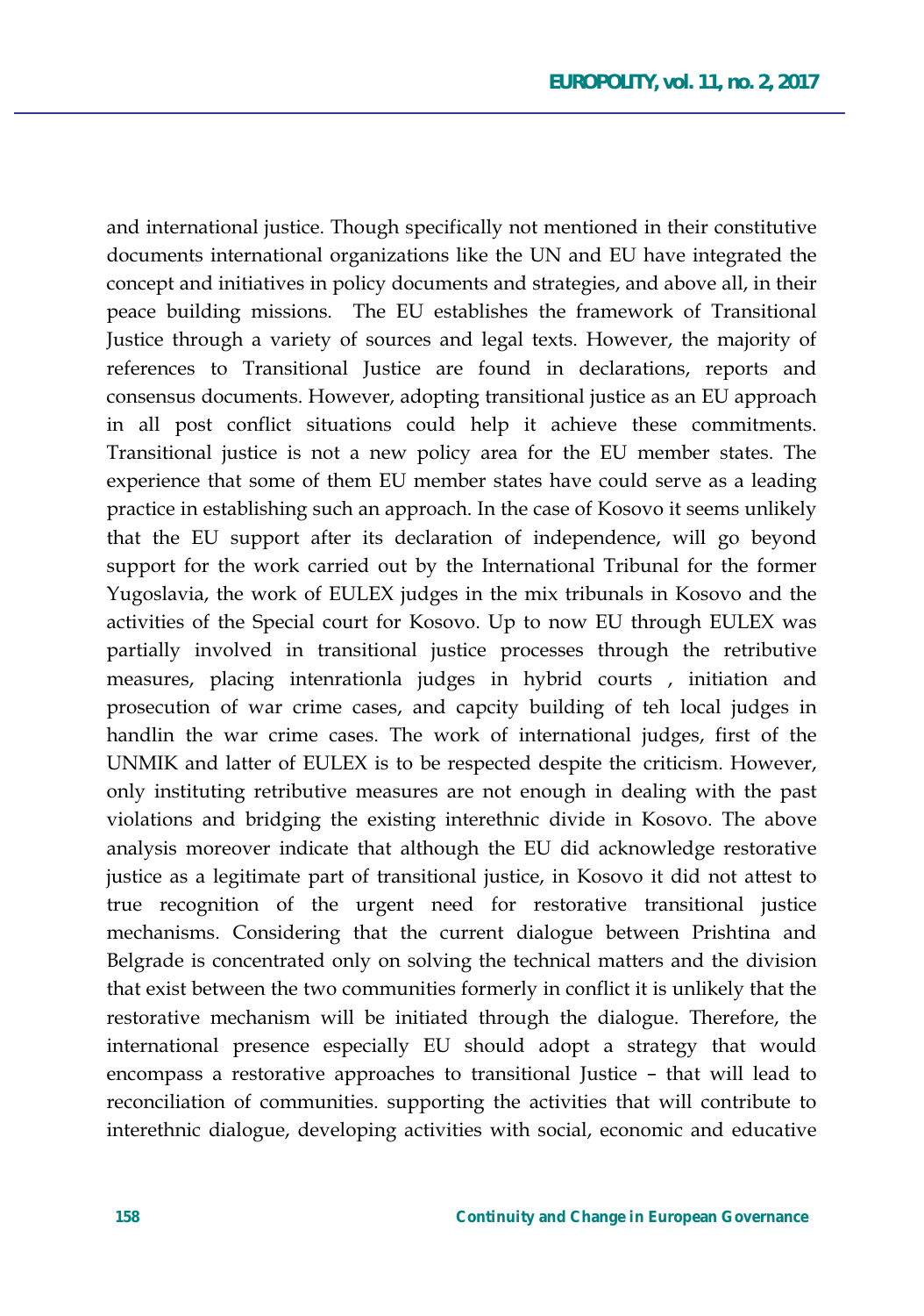and international justice. Though specifically not mentioned in their constitutive documents international organizations like the UN and EU have integrated the concept and initiatives in policy documents and strategies, and above all, in their peace building missions. The EU establishes the framework of Transitional Justice through a variety of sources and legal texts. However, the majority of references to Transitional Justice are found in declarations, reports and consensus documents. However, adopting transitional justice as an EU approach in all post conflict situations could help it achieve these commitments. Transitional justice is not a new policy area for the EU member states. The experience that some of them EU member states have could serve as a leading practice in establishing such an approach. In the case of Kosovo it seems unlikely that the EU support after its declaration of independence, will go beyond support for the work carried out by the International Tribunal for the former Yugoslavia, the work of EULEX judges in the mix tribunals in Kosovo and the activities of the Special court for Kosovo. Up to now EU through EULEX was partially involved in transitional justice processes through the retributive measures, placing intenrationla judges in hybrid courts , initiation and prosecution of war crime cases, and capcity building of teh local judges in handlin the war crime cases. The work of international judges, first of the UNMIK and latter of EULEX is to be respected despite the criticism. However, only instituting retributive measures are not enough in dealing with the past violations and bridging the existing interethnic divide in Kosovo. The above analysis moreover indicate that although the EU did acknowledge restorative justice as a legitimate part of transitional justice, in Kosovo it did not attest to true recognition of the urgent need for restorative transitional justice mechanisms. Considering that the current dialogue between Prishtina and Belgrade is concentrated only on solving the technical matters and the division that exist between the two communities formerly in conflict it is unlikely that the restorative mechanism will be initiated through the dialogue. Therefore, the international presence especially EU should adopt a strategy that would encompass a restorative approaches to transitional Justice – that will lead to reconciliation of communities. supporting the activities that will contribute to interethnic dialogue, developing activities with social, economic and educative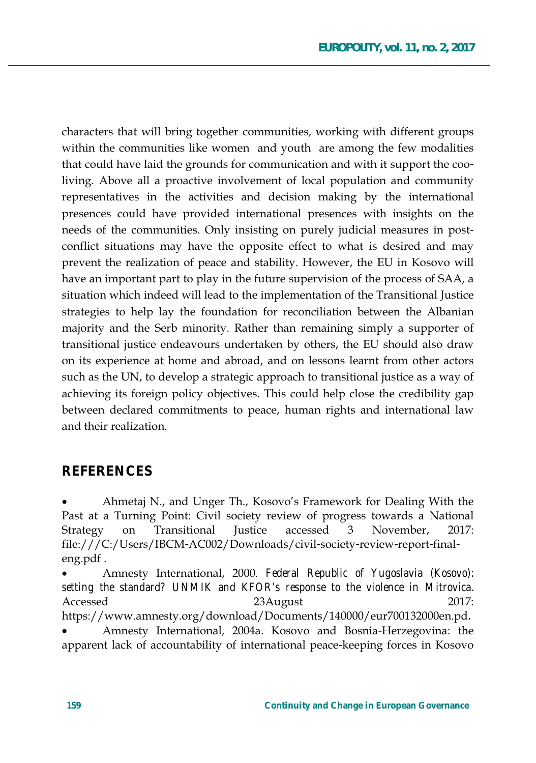characters that will bring together communities, working with different groups within the communities like women and youth are among the few modalities that could have laid the grounds for communication and with it support the coo-living. Above all a proactive involvement of local population and community representatives in the activities and decision making by the international presences could have provided international presences with insights on the needs of the communities. Only insisting on purely judicial measures in post-conflict situations may have the opposite effect to what is desired and may prevent the realization of peace and stability. However, the EU in Kosovo will have an important part to play in the future supervision of the process of SAA, a situation which indeed will lead to the implementation of the Transitional Justice strategies to help lay the foundation for reconciliation between the Albanian majority and the Serb minority. Rather than remaining simply a supporter of transitional justice endeavours undertaken by others, the EU should also draw on its experience at home and abroad, and on lessons learnt from other actors such as the UN, to develop a strategic approach to transitional justice as a way of achieving its foreign policy objectives. This could help close the credibility gap between declared commitments to peace, human rights and international law and their realization.

## REFERENCES

- Ahmetaj N., and Unger Th., Kosovo's Framework for Dealing With the Past at a Turning Point: Civil society review of progress towards a National Strategy on Transitional Justice accessed 3 November, 2017: file:///C:/Users/IBCM-AC002/Downloads/civil-society-review-report-final-eng.pdf .
- Amnesty International, 2000. *Federal Republic of Yugoslavia (Kosovo): setting the standard? UNMIK and KFOR's response to the violence in Mitrovica*. Accessed 23August 2017: https://www.amnesty.org/download/Documents/140000/eur700132000en.pd.
- Amnesty International, 2004a. Kosovo and Bosnia-Herzegovina: the apparent lack of accountability of international peace-keeping forces in Kosovo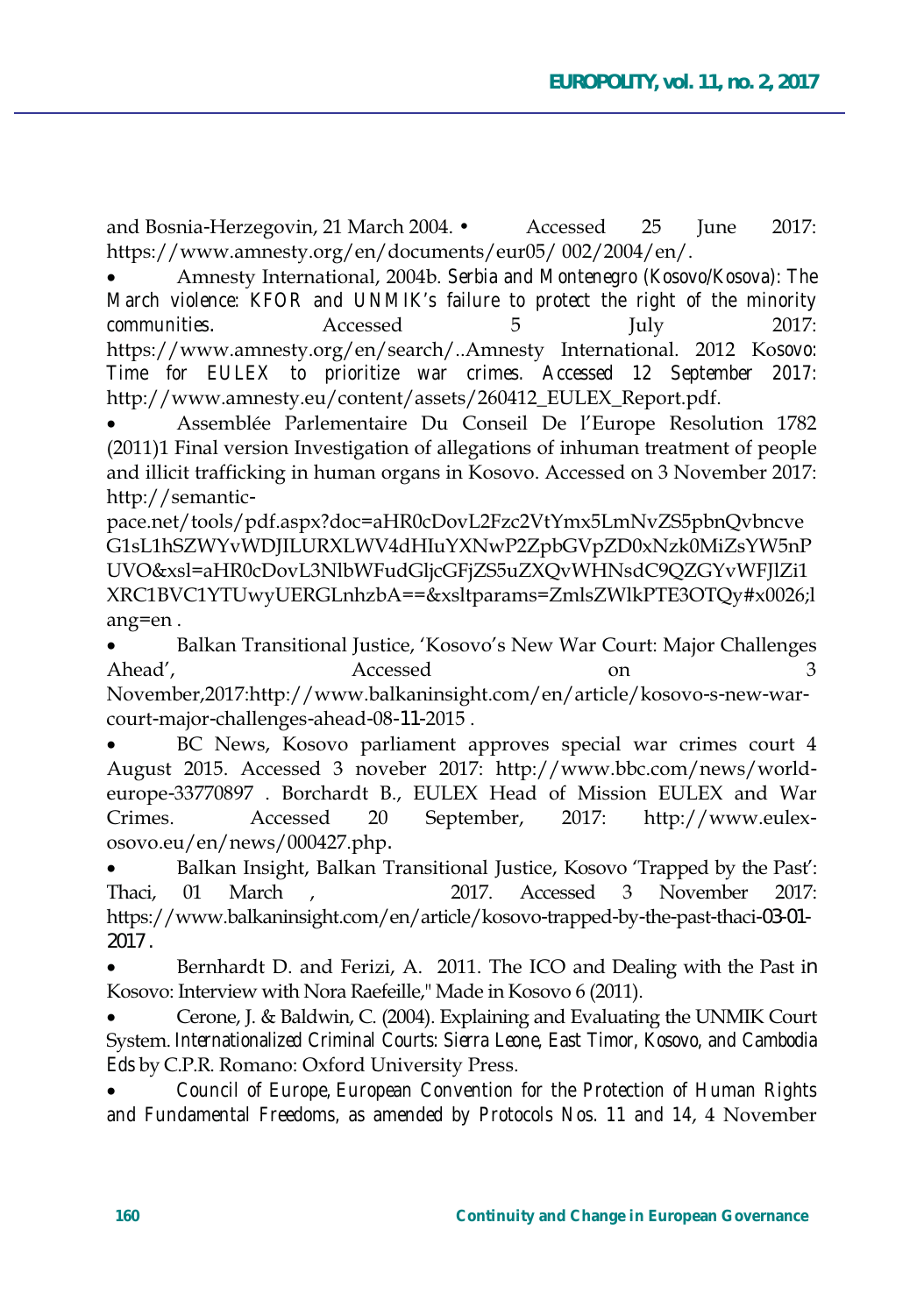and Bosnia-Herzegovin, 21 March 2004. • Accessed 25 June 2017: https://www.amnesty.org/en/documents/eur05/ 002/2004/en/.

- Amnesty International, 2004b. *Serbia and Montenegro (Kosovo/Kosova): The March violence: KFOR and UNMIK's failure to protect the right of the minority communities*. Accessed 5 July 2017: https://www.amnesty.org/en/search/..Amnesty International. 2012 Kosovo: *Time for EULEX to prioritize war crimes. Accessed 12 September 2017*: http://www.amnesty.eu/content/assets/260412_EULEX_Report.pdf.
- Assemblée Parlementaire Du Conseil De l'Europe Resolution 1782 (2011)1 Final version Investigation of allegations of inhuman treatment of people and illicit trafficking in human organs in Kosovo. Accessed on 3 November 2017: http://semantic-pace.net/tools/pdf.aspx?doc=aHR0cDovL2Fzc2VtYmx5LmNvZS5pbnQvbncveG1sL1hSZWYvWDJILURXLWV4dHIuYXNwP2ZpbGVpZD0xNzk0MiZsYW5nPUVO&xsl=aHR0cDovL3NlbWFudGljcGFjZS5uZXQvWHNsdC9QZGYvWFJlZi1XRC1BVC1YTUwyUERGLnhzbA==&xsltparams=ZmlsZWlkPTE3OTQy#x0026;lang=en .
- Balkan Transitional Justice, 'Kosovo's New War Court: Major Challenges Ahead', Accessed on 3 November,2017:http://www.balkaninsight.com/en/article/kosovo-s-new-war-court-major-challenges-ahead-08-11-2015 .
- BC News, Kosovo parliament approves special war crimes court 4 August 2015. Accessed 3 noveber 2017: http://www.bbc.com/news/world-europe-33770897 . Borchardt B., EULEX Head of Mission EULEX and War Crimes. Accessed 20 September, 2017: http://www.eulex-osovo.eu/en/news/000427.php.
- Balkan Insight, Balkan Transitional Justice, Kosovo 'Trapped by the Past': Thaci, 01 March , 2017. Accessed 3 November 2017: https://www.balkaninsight.com/en/article/kosovo-trapped-by-the-past-thaci-03-01-2017 .
- Bernhardt D. and Ferizi, A. 2011. The ICO and Dealing with the Past in Kosovo: Interview with Nora Raefeille," Made in Kosovo 6 (2011).
- Cerone, J. & Baldwin, C. (2004). Explaining and Evaluating the UNMIK Court System. *Internationalized Criminal Courts: Sierra Leone, East Timor, Kosovo, and Cambodia Eds* by C.P.R. Romano: Oxford University Press.
- *Council of Europe, European Convention for the Protection of Human Rights and Fundamental Freedoms, as amended by Protocols Nos. 11 and 14*, 4 November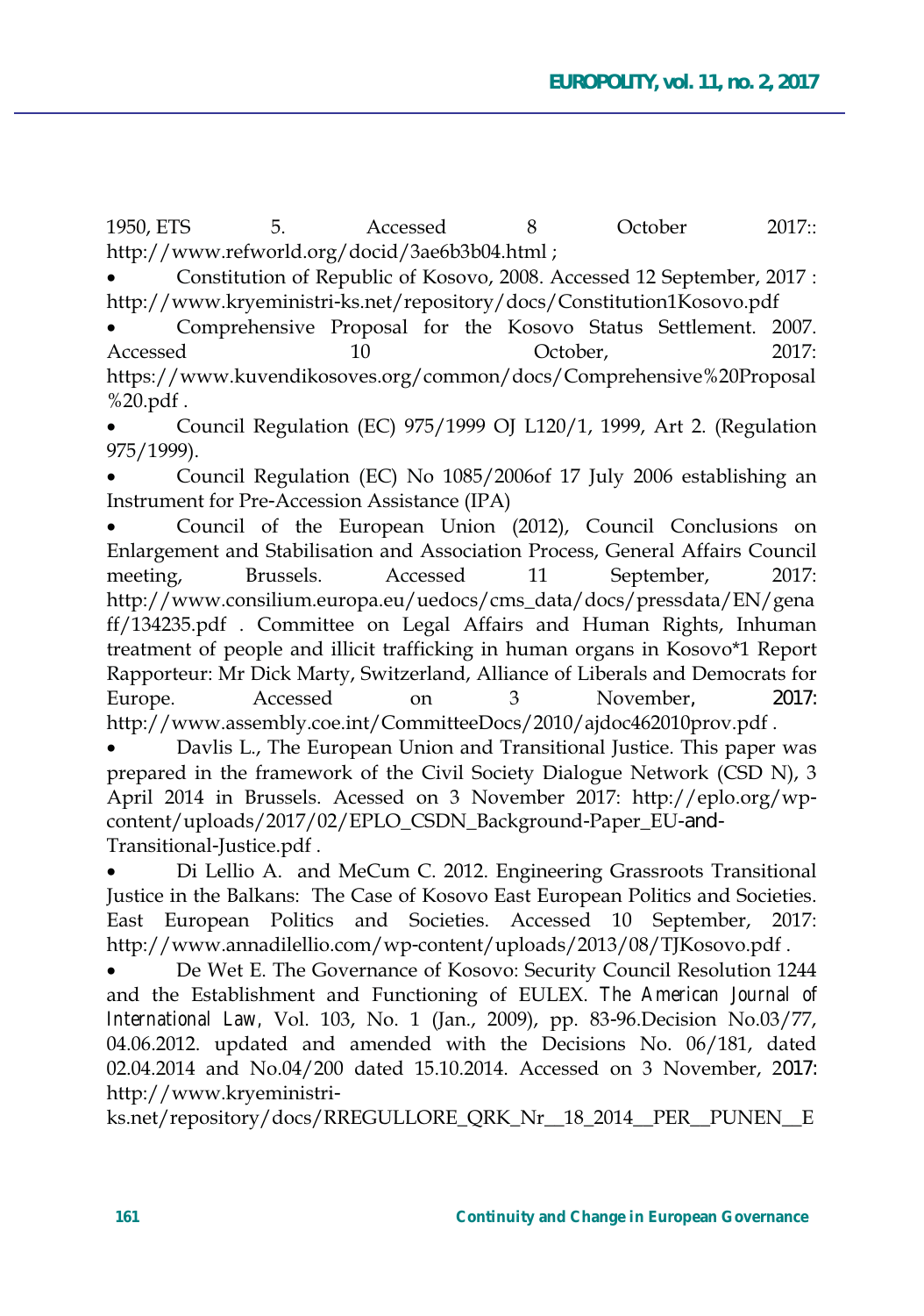1950, ETS 5. Accessed 8 October 2017:: http://www.refworld.org/docid/3ae6b3b04.html ;

- Constitution of Republic of Kosovo, 2008. Accessed 12 September, 2017 : http://www.kryeministri-ks.net/repository/docs/Constitution1Kosovo.pdf
- Comprehensive Proposal for the Kosovo Status Settlement. 2007. Accessed 10 October, 2017: https://www.kuvendikosoves.org/common/docs/Comprehensive%20Proposal%20.pdf .
- Council Regulation (EC) 975/1999 OJ L120/1, 1999, Art 2. (Regulation 975/1999).
- Council Regulation (EC) No 1085/2006of 17 July 2006 establishing an Instrument for Pre-Accession Assistance (IPA)
- Council of the European Union (2012), Council Conclusions on Enlargement and Stabilisation and Association Process, General Affairs Council meeting, Brussels. Accessed 11 September, 2017: http://www.consilium.europa.eu/uedocs/cms_data/docs/pressdata/EN/genaff/134235.pdf . Committee on Legal Affairs and Human Rights, Inhuman treatment of people and illicit trafficking in human organs in Kosovo*1 Report Rapporteur: Mr Dick Marty, Switzerland, Alliance of Liberals and Democrats for Europe. Accessed on 3 November, 2017: http://www.assembly.coe.int/CommitteeDocs/2010/ajdoc462010prov.pdf .
- Davlis L., The European Union and Transitional Justice. This paper was prepared in the framework of the Civil Society Dialogue Network (CSD N), 3 April 2014 in Brussels. Acessed on 3 November 2017: http://eplo.org/wp-content/uploads/2017/02/EPLO_CSDN_Background-Paper_EU-and-Transitional-Justice.pdf .
- Di Lellio A. and MeCum C. 2012. Engineering Grassroots Transitional Justice in the Balkans: The Case of Kosovo East European Politics and Societies. East European Politics and Societies. Accessed 10 September, 2017: http://www.annadilellio.com/wp-content/uploads/2013/08/TJKosovo.pdf .
- De Wet E. The Governance of Kosovo: Security Council Resolution 1244 and the Establishment and Functioning of EULEX. *The American Journal of International Law*, Vol. 103, No. 1 (Jan., 2009), pp. 83-96.Decision No.03/77, 04.06.2012. updated and amended with the Decisions No. 06/181, dated 02.04.2014 and No.04/200 dated 15.10.2014. Accessed on 3 November, 2017: http://www.kryeministri-ks.net/repository/docs/RREGULLORE_QRK_Nr__18_2014__PER__PUNEN__E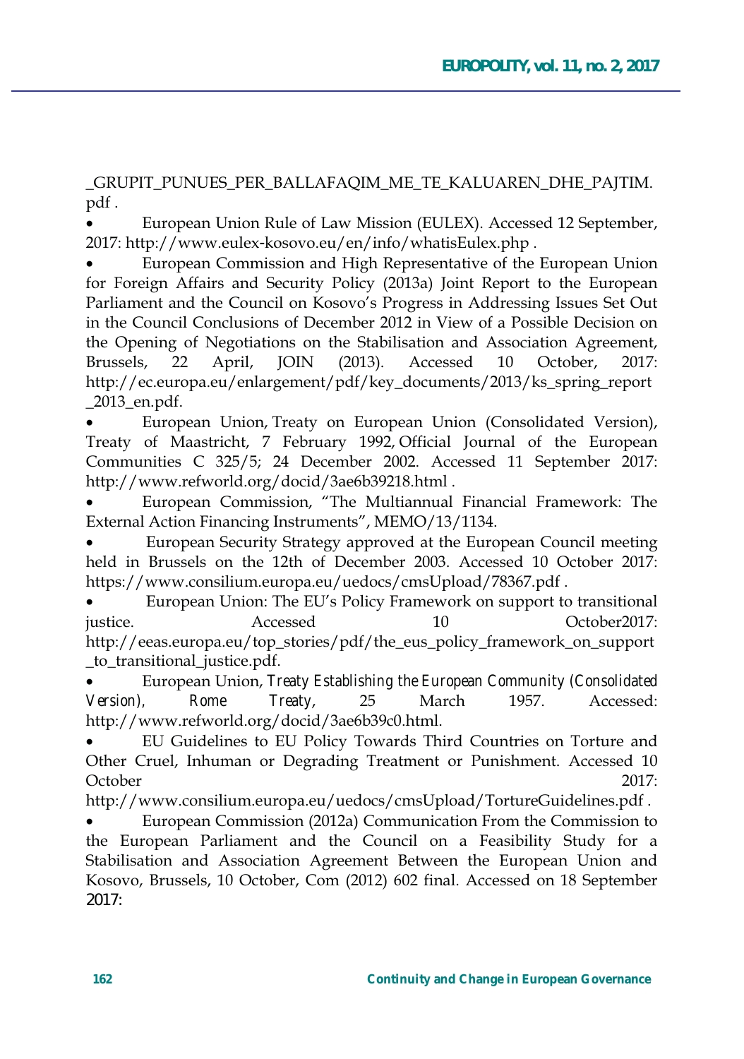_GRUPIT_PUNUES_PER_BALLAFAQIM_ME_TE_KALUAREN_DHE_PAJTIM.pdf .

- European Union Rule of Law Mission (EULEX). Accessed 12 September, 2017: http://www.eulex-kosovo.eu/en/info/whatisEulex.php .
- European Commission and High Representative of the European Union for Foreign Affairs and Security Policy (2013a) Joint Report to the European Parliament and the Council on Kosovo's Progress in Addressing Issues Set Out in the Council Conclusions of December 2012 in View of a Possible Decision on the Opening of Negotiations on the Stabilisation and Association Agreement, Brussels, 22 April, JOIN (2013). Accessed 10 October, 2017: http://ec.europa.eu/enlargement/pdf/key_documents/2013/ks_spring_report_2013_en.pdf.
- European Union, Treaty on European Union (Consolidated Version), Treaty of Maastricht, 7 February 1992, Official Journal of the European Communities C 325/5; 24 December 2002. Accessed 11 September 2017: http://www.refworld.org/docid/3ae6b39218.html .
- European Commission, "The Multiannual Financial Framework: The External Action Financing Instruments", MEMO/13/1134.
- European Security Strategy approved at the European Council meeting held in Brussels on the 12th of December 2003. Accessed 10 October 2017: https://www.consilium.europa.eu/uedocs/cmsUpload/78367.pdf .
- European Union: The EU's Policy Framework on support to transitional justice. Accessed 10 October2017: http://eeas.europa.eu/top_stories/pdf/the_eus_policy_framework_on_support_to_transitional_justice.pdf.
- European Union, *Treaty Establishing the European Community (Consolidated Version), Rome Treaty*, 25 March 1957. Accessed: http://www.refworld.org/docid/3ae6b39c0.html.
- EU Guidelines to EU Policy Towards Third Countries on Torture and Other Cruel, Inhuman or Degrading Treatment or Punishment. Accessed 10 October 2017: http://www.consilium.europa.eu/uedocs/cmsUpload/TortureGuidelines.pdf .
- European Commission (2012a) Communication From the Commission to the European Parliament and the Council on a Feasibility Study for a Stabilisation and Association Agreement Between the European Union and Kosovo, Brussels, 10 October, Com (2012) 602 final. Accessed on 18 September 2017: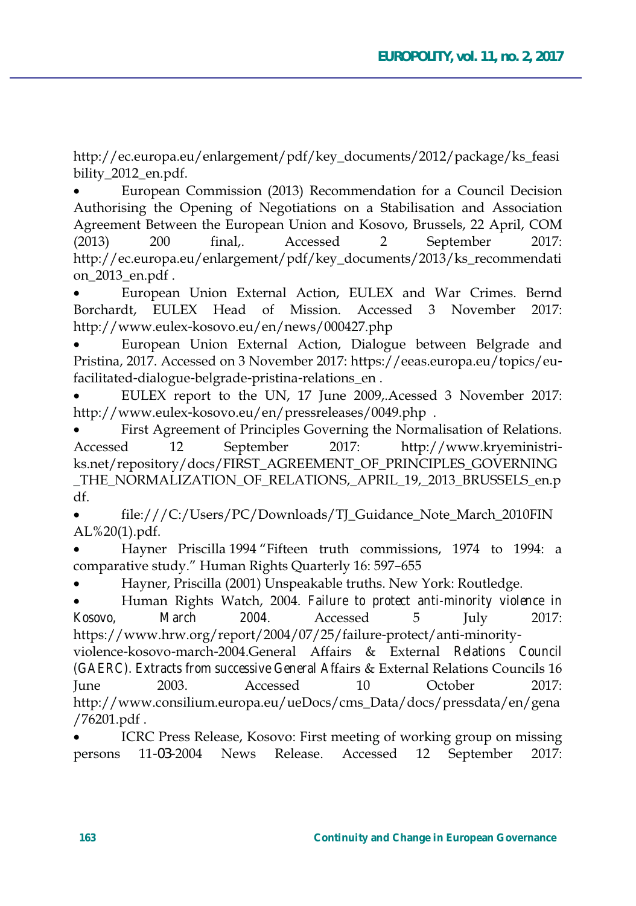http://ec.europa.eu/enlargement/pdf/key_documents/2012/package/ks_feasibility_2012_en.pdf.

- European Commission (2013) Recommendation for a Council Decision Authorising the Opening of Negotiations on a Stabilisation and Association Agreement Between the European Union and Kosovo, Brussels, 22 April, COM (2013) 200 final,. Accessed 2 September 2017: http://ec.europa.eu/enlargement/pdf/key_documents/2013/ks_recommendation_2013_en.pdf .
- European Union External Action, EULEX and War Crimes. Bernd Borchardt, EULEX Head of Mission. Accessed 3 November 2017: http://www.eulex-kosovo.eu/en/news/000427.php
- European Union External Action, Dialogue between Belgrade and Pristina, 2017. Accessed on 3 November 2017: https://eeas.europa.eu/topics/eu-facilitated-dialogue-belgrade-pristina-relations_en .
- EULEX report to the UN, 17 June 2009,.Acessed 3 November 2017: http://www.eulex-kosovo.eu/en/pressreleases/0049.php .
- First Agreement of Principles Governing the Normalisation of Relations. Accessed 12 September 2017: http://www.kryeministri-ks.net/repository/docs/FIRST_AGREEMENT_OF_PRINCIPLES_GOVERNING_THE_NORMALIZATION_OF_RELATIONS,_APRIL_19,_2013_BRUSSELS_en.pdf.
- file:///C:/Users/PC/Downloads/TJ_Guidance_Note_March_2010FINAL%20(1).pdf.
- Hayner Priscilla 1994 "Fifteen truth commissions, 1974 to 1994: a comparative study." Human Rights Quarterly 16: 597–655
- Hayner, Priscilla (2001) Unspeakable truths. New York: Routledge.
- Human Rights Watch, 2004. *Failure to protect anti-minority violence in Kosovo, March 2004*. Accessed 5 July 2017: https://www.hrw.org/report/2004/07/25/failure-protect/anti-minority-violence-kosovo-march-2004.General Affairs & External Relations Council (GAERC). Extracts from successive General Affairs & External Relations Councils 16 June 2003. Accessed 10 October 2017: http://www.consilium.europa.eu/ueDocs/cms_Data/docs/pressdata/en/gena/76201.pdf .
- ICRC Press Release, Kosovo: First meeting of working group on missing persons 11-03-2004 News Release. Accessed 12 September 2017: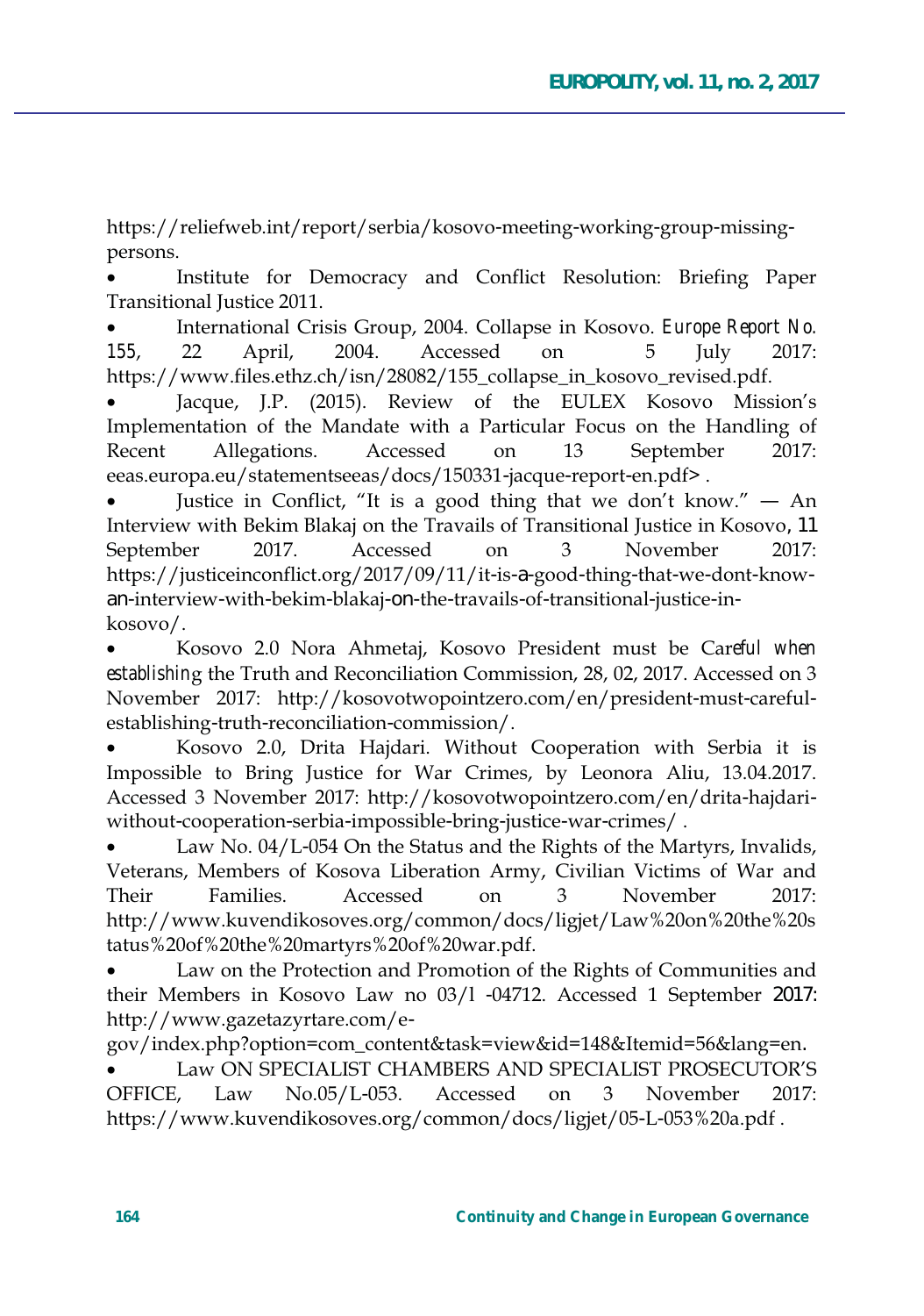https://reliefweb.int/report/serbia/kosovo-meeting-working-group-missing-persons.

- Institute for Democracy and Conflict Resolution: Briefing Paper Transitional Justice 2011.
- International Crisis Group, 2004. Collapse in Kosovo. *Europe Report No. 155*, 22 April, 2004. Accessed on 5 July 2017: https://www.files.ethz.ch/isn/28082/155_collapse_in_kosovo_revised.pdf.
- Jacque, J.P. (2015). Review of the EULEX Kosovo Mission's Implementation of the Mandate with a Particular Focus on the Handling of Recent Allegations. Accessed on 13 September 2017: eeas.europa.eu/statementseeas/docs/150331-jacque-report-en.pdf> .
- Justice in Conflict, "It is a good thing that we don't know." — An Interview with Bekim Blakaj on the Travails of Transitional Justice in Kosovo, 11 September 2017. Accessed on 3 November 2017: https://justiceinconflict.org/2017/09/11/it-is-a-good-thing-that-we-dont-know-an-interview-with-bekim-blakaj-on-the-travails-of-transitional-justice-in-kosovo/.
- Kosovo 2.0 Nora Ahmetaj, Kosovo President must be Care*ful when establishing* the Truth and Reconciliation Commission, 28, 02, 2017. Accessed on 3 November 2017: http://kosovotwopointzero.com/en/president-must-careful-establishing-truth-reconciliation-commission/.
- Kosovo 2.0, Drita Hajdari. Without Cooperation with Serbia it is Impossible to Bring Justice for War Crimes, by Leonora Aliu, 13.04.2017. Accessed 3 November 2017: http://kosovotwopointzero.com/en/drita-hajdari-without-cooperation-serbia-impossible-bring-justice-war-crimes/ .
- Law No. 04/L-054 On the Status and the Rights of the Martyrs, Invalids, Veterans, Members of Kosova Liberation Army, Civilian Victims of War and Their Families. Accessed on 3 November 2017: http://www.kuvendikosoves.org/common/docs/ligjet/Law%20on%20the%20status%20of%20the%20martyrs%20of%20war.pdf.
- Law on the Protection and Promotion of the Rights of Communities and their Members in Kosovo Law no 03/l -04712. Accessed 1 September 2017: http://www.gazetazyrtare.com/e-gov/index.php?option=com_content&task=view&id=148&Itemid=56&lang=en.
- Law ON SPECIALIST CHAMBERS AND SPECIALIST PROSECUTOR'S OFFICE, Law No.05/L-053. Accessed on 3 November 2017: https://www.kuvendikosoves.org/common/docs/ligjet/05-L-053%20a.pdf .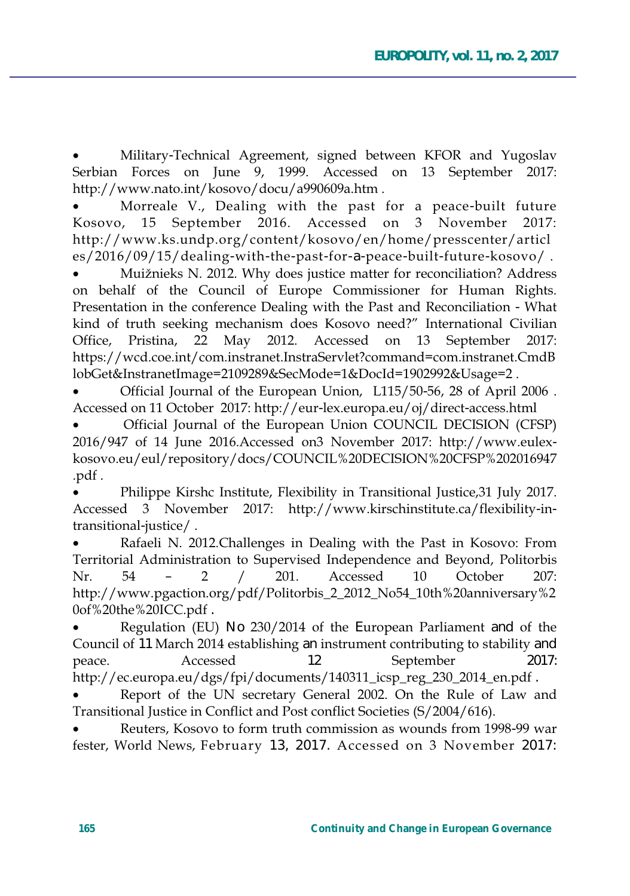- Military-Technical Agreement, signed between KFOR and Yugoslav Serbian Forces on June 9, 1999. Accessed on 13 September 2017: http://www.nato.int/kosovo/docu/a990609a.htm .
- Morreale V., Dealing with the past for a peace-built future Kosovo, 15 September 2016. Accessed on 3 November 2017: http://www.ks.undp.org/content/kosovo/en/home/presscenter/articles/2016/09/15/dealing-with-the-past-for-a-peace-built-future-kosovo/ .
- Muižnieks N. 2012. Why does justice matter for reconciliation? Address on behalf of the Council of Europe Commissioner for Human Rights. Presentation in the conference Dealing with the Past and Reconciliation - What kind of truth seeking mechanism does Kosovo need?" International Civilian Office, Pristina, 22 May 2012. Accessed on 13 September 2017: https://wcd.coe.int/com.instranet.InstraServlet?command=com.instranet.CmdBlobGet&InstranetImage=2109289&SecMode=1&DocId=1902992&Usage=2 .
- Official Journal of the European Union, L115/50-56, 28 of April 2006 . Accessed on 11 October 2017: http://eur-lex.europa.eu/oj/direct-access.html
- Official Journal of the European Union COUNCIL DECISION (CFSP) 2016/947 of 14 June 2016.Accessed on3 November 2017: http://www.eulex-kosovo.eu/eul/repository/docs/COUNCIL%20DECISION%20CFSP%202016947.pdf .
- Philippe Kirshc Institute, Flexibility in Transitional Justice,31 July 2017. Accessed 3 November 2017: http://www.kirschinstitute.ca/flexibility-in-transitional-justice/ .
- Rafaeli N. 2012.Challenges in Dealing with the Past in Kosovo: From Territorial Administration to Supervised Independence and Beyond, Politorbis Nr. 54 – 2 / 201. Accessed 10 October 207: http://www.pgaction.org/pdf/Politorbis_2_2012_No54_10th%20anniversary%20of%20the%20ICC.pdf .
- Regulation (EU) No 230/2014 of the European Parliament and of the Council of 11 March 2014 establishing an instrument contributing to stability and peace. Accessed 12 September 2017: http://ec.europa.eu/dgs/fpi/documents/140311_icsp_reg_230_2014_en.pdf .
- Report of the UN secretary General 2002. On the Rule of Law and Transitional Justice in Conflict and Post conflict Societies (S/2004/616).
- Reuters, Kosovo to form truth commission as wounds from 1998-99 war fester, World News, February 13, 2017. Accessed on 3 November 2017: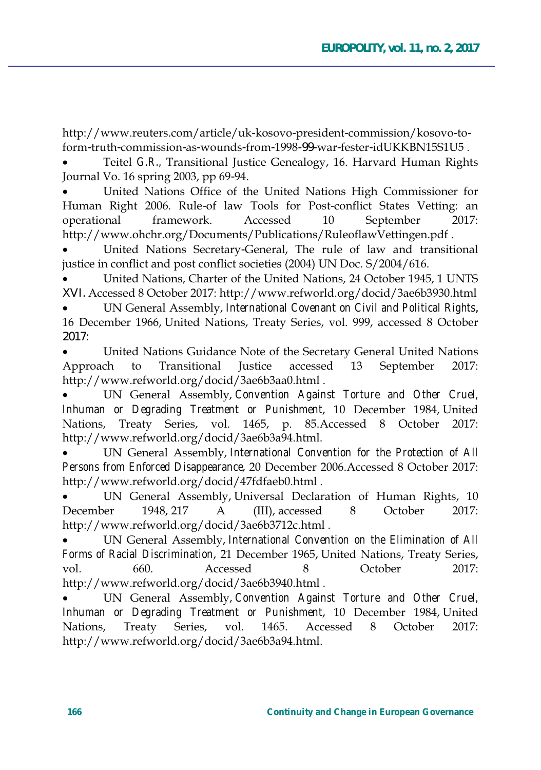http://www.reuters.com/article/uk-kosovo-president-commission/kosovo-to-form-truth-commission-as-wounds-from-1998-99-war-fester-idUKKBN15S1U5 .

- Teitel G.R., Transitional Justice Genealogy, 16. Harvard Human Rights Journal Vo. 16 spring 2003, pp 69-94.
- United Nations Office of the United Nations High Commissioner for Human Right 2006. Rule-of law Tools for Post-conflict States Vetting: an operational framework. Accessed 10 September 2017: http://www.ohchr.org/Documents/Publications/RuleoflawVettingen.pdf .
- United Nations Secretary-General, The rule of law and transitional justice in conflict and post conflict societies (2004) UN Doc. S/2004/616.
- United Nations, Charter of the United Nations, 24 October 1945, 1 UNTS XVI. Accessed 8 October 2017: http://www.refworld.org/docid/3ae6b3930.html
- UN General Assembly, *International Covenant on Civil and Political Rights*, 16 December 1966, United Nations, Treaty Series, vol. 999, accessed 8 October 2017:
- United Nations Guidance Note of the Secretary General United Nations Approach to Transitional Justice accessed 13 September 2017: http://www.refworld.org/docid/3ae6b3aa0.html .
- UN General Assembly, *Convention Against Torture and Other Cruel, Inhuman or Degrading Treatment or Punishment*, 10 December 1984, United Nations, Treaty Series, vol. 1465, p. 85.Accessed 8 October 2017: http://www.refworld.org/docid/3ae6b3a94.html.
- UN General Assembly, *International Convention for the Protection of All Persons from Enforced Disappearance*, 20 December 2006.Accessed 8 October 2017: http://www.refworld.org/docid/47fdfaeb0.html .
- UN General Assembly, Universal Declaration of Human Rights, 10 December 1948, 217 A (III), accessed 8 October 2017: http://www.refworld.org/docid/3ae6b3712c.html .
- UN General Assembly, *International Convention on the Elimination of All Forms of Racial Discrimination*, 21 December 1965, United Nations, Treaty Series, vol. 660. Accessed 8 October 2017: http://www.refworld.org/docid/3ae6b3940.html .
- UN General Assembly, *Convention Against Torture and Other Cruel, Inhuman or Degrading Treatment or Punishment*, 10 December 1984, United Nations, Treaty Series, vol. 1465. Accessed 8 October 2017: http://www.refworld.org/docid/3ae6b3a94.html.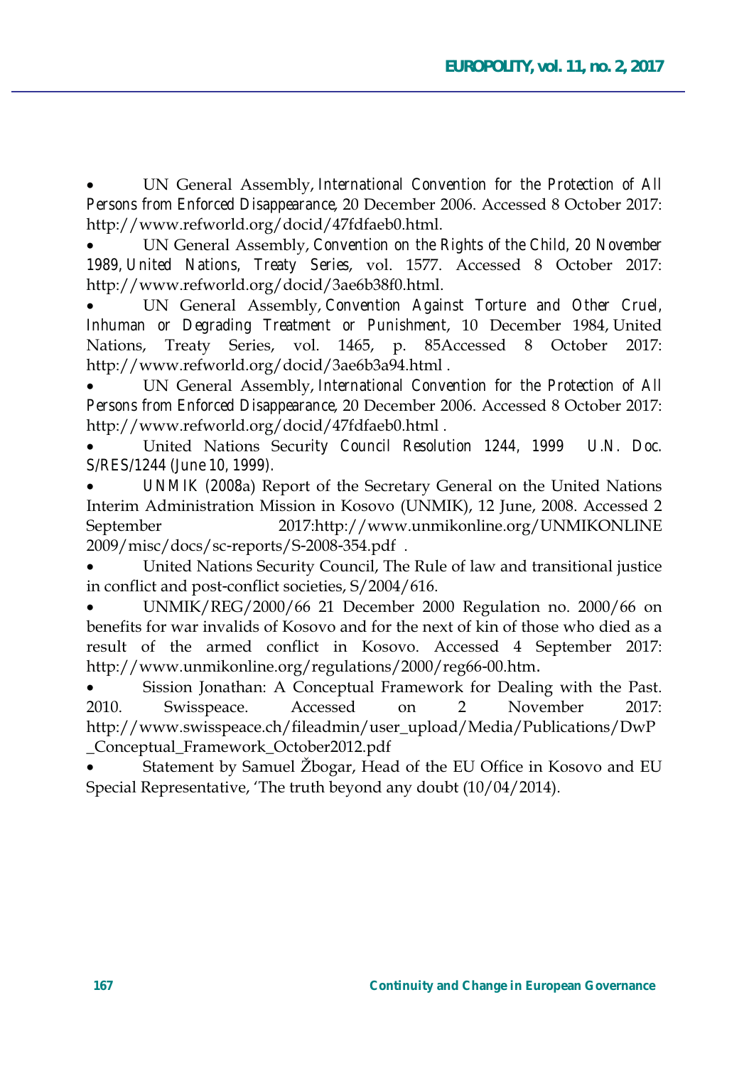- UN General Assembly, *International Convention for the Protection of All Persons from Enforced Disappearance*, 20 December 2006. Accessed 8 October 2017: http://www.refworld.org/docid/47fdfaeb0.html.
- UN General Assembly, *Convention on the Rights of the Child, 20 November 1989, United Nations, Treaty Series*, vol. 1577. Accessed 8 October 2017: http://www.refworld.org/docid/3ae6b38f0.html.
- UN General Assembly, *Convention Against Torture and Other Cruel, Inhuman or Degrading Treatment or Punishment*, 10 December 1984, United Nations, Treaty Series, vol. 1465, p. 85Accessed 8 October 2017: http://www.refworld.org/docid/3ae6b3a94.html .
- UN General Assembly, *International Convention for the Protection of All Persons from Enforced Disappearance*, 20 December 2006. Accessed 8 October 2017: http://www.refworld.org/docid/47fdfaeb0.html .
- United Nations Security *Council Resolution 1244, 1999 U.N. Doc. S/RES/1244 (June 10, 1999).*
- *UNMIK (2008*a) Report of the Secretary General on the United Nations Interim Administration Mission in Kosovo (UNMIK), 12 June, 2008. Accessed 2 September 2017:http://www.unmikonline.org/UNMIKONLINE 2009/misc/docs/sc-reports/S-2008-354.pdf .
- United Nations Security Council, The Rule of law and transitional justice in conflict and post-conflict societies, S/2004/616.
- UNMIK/REG/2000/66 21 December 2000 Regulation no. 2000/66 on benefits for war invalids of Kosovo and for the next of kin of those who died as a result of the armed conflict in Kosovo. Accessed 4 September 2017: http://www.unmikonline.org/regulations/2000/reg66-00.htm.
- Sission Jonathan: A Conceptual Framework for Dealing with the Past. 2010. Swisspeace. Accessed on 2 November 2017: http://www.swisspeace.ch/fileadmin/user_upload/Media/Publications/DwP_Conceptual_Framework_October2012.pdf
- Statement by Samuel Žbogar, Head of the EU Office in Kosovo and EU Special Representative, 'The truth beyond any doubt (10/04/2014).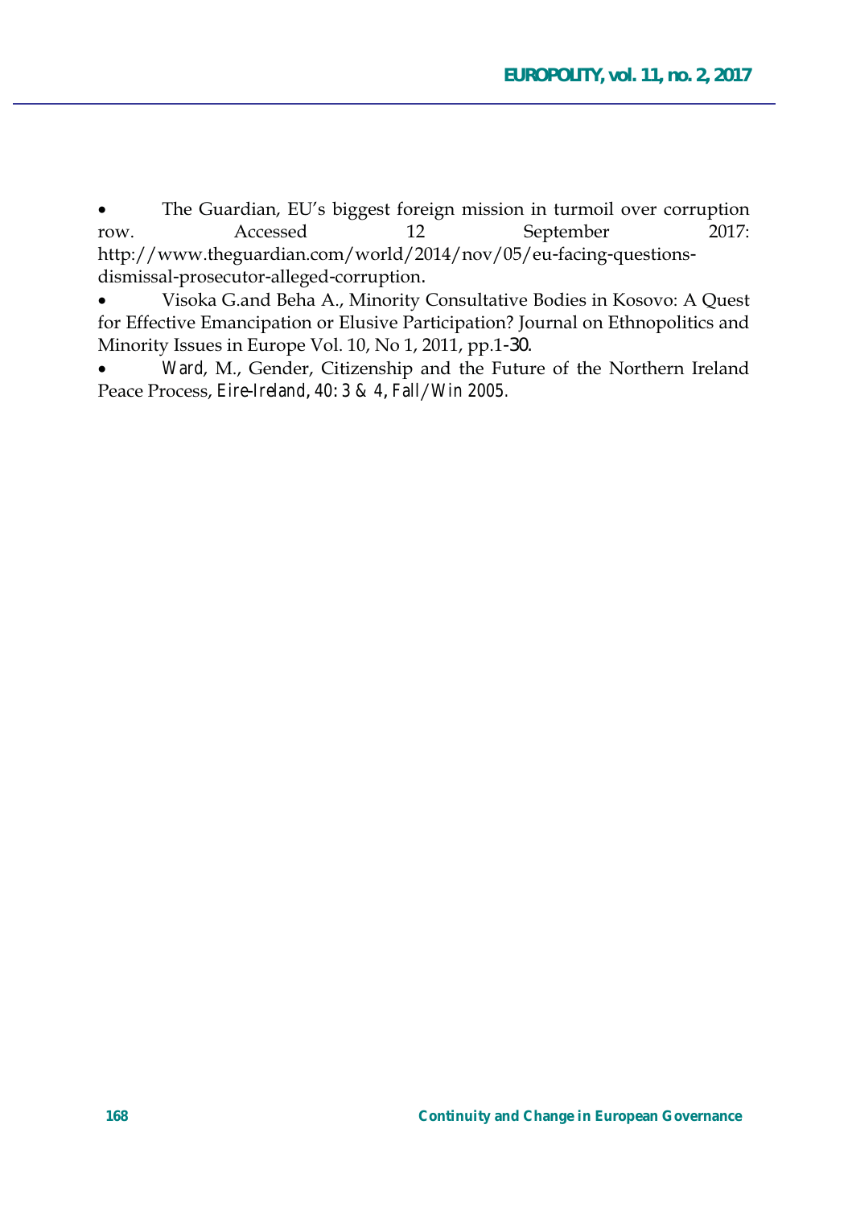- The Guardian, EU's biggest foreign mission in turmoil over corruption row. Accessed 12 September 2017: http://www.theguardian.com/world/2014/nov/05/eu-facing-questions-dismissal-prosecutor-alleged-corruption.
- Visoka G.and Beha A., Minority Consultative Bodies in Kosovo: A Quest for Effective Emancipation or Elusive Participation? Journal on Ethnopolitics and Minority Issues in Europe Vol. 10, No 1, 2011, pp.1-30.
- Ward, M., Gender, Citizenship and the Future of the Northern Ireland Peace Process, Eire-Ireland, 40: 3 & 4, Fall/Win 2005.